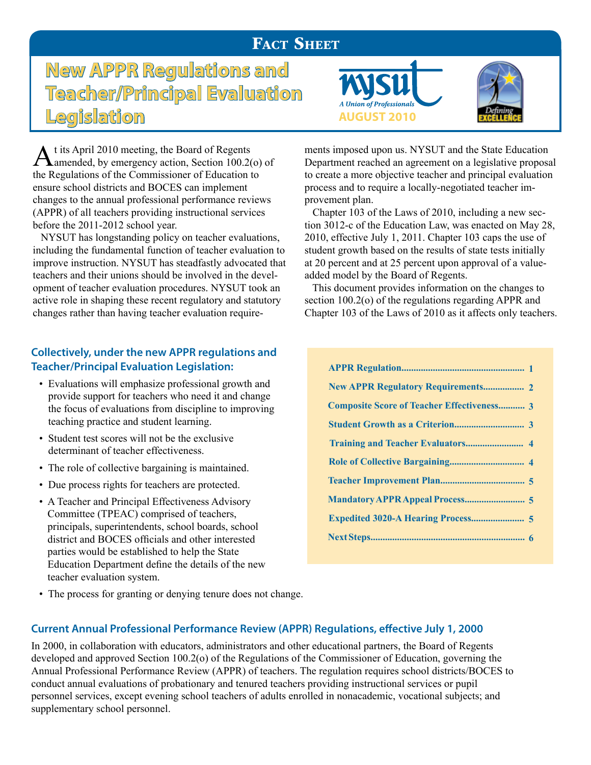# Fact Sheet

# New APPR Regulations and Teacher/Principal Evaluation Legislation

NYSUT — A Union of Professionals

AUGUST 2010

Defining EXCELLENCE

At its April 2010 meeting, the Board of Regents amended, by emergency action, Section 100.2(o) of the Regulations of the Commissioner of Education to ensure school districts and BOCES can implement changes to the annual professional performance reviews (APPR) of all teachers providing instructional services before the 2011-2012 school year.

NYSUT has longstanding policy on teacher evaluations, including the fundamental function of teacher evaluation to improve instruction. NYSUT has steadfastly advocated that teachers and their unions should be involved in the development of teacher evaluation procedures. NYSUT took an active role in shaping these recent regulatory and statutory changes rather than having teacher evaluation requirements imposed upon us. NYSUT and the State Education Department reached an agreement on a legislative proposal to create a more objective teacher and principal evaluation process and to require a locally-negotiated teacher improvement plan.

Chapter 103 of the Laws of 2010, including a new section 3012-c of the Education Law, was enacted on May 28, 2010, effective July 1, 2011. Chapter 103 caps the use of student growth based on the results of state tests initially at 20 percent and at 25 percent upon approval of a value-added model by the Board of Regents.

This document provides information on the changes to section 100.2(o) of the regulations regarding APPR and Chapter 103 of the Laws of 2010 as it affects only teachers.

### Collectively, under the new APPR regulations and Teacher/Principal Evaluation Legislation:

- Evaluations will emphasize professional growth and provide support for teachers who need it and change the focus of evaluations from discipline to improving teaching practice and student learning.
- Student test scores will not be the exclusive determinant of teacher effectiveness.
- The role of collective bargaining is maintained.
- Due process rights for teachers are protected.
- A Teacher and Principal Effectiveness Advisory Committee (TPEAC) comprised of teachers, principals, superintendents, school boards, school district and BOCES officials and other interested parties would be established to help the State Education Department define the details of the new teacher evaluation system.
- The process for granting or denying tenure does not change.

| | |
|---|---|
| APPR Regulation | 1 |
| New APPR Regulatory Requirements | 2 |
| Composite Score of Teacher Effectiveness | 3 |
| Student Growth as a Criterion | 3 |
| Training and Teacher Evaluators | 4 |
| Role of Collective Bargaining | 4 |
| Teacher Improvement Plan | 5 |
| Mandatory APPR Appeal Process | 5 |
| Expedited 3020-A Hearing Process | 5 |
| Next Steps | 6 |

### Current Annual Professional Performance Review (APPR) Regulations, effective July 1, 2000

In 2000, in collaboration with educators, administrators and other educational partners, the Board of Regents developed and approved Section 100.2(o) of the Regulations of the Commissioner of Education, governing the Annual Professional Performance Review (APPR) of teachers. The regulation requires school districts/BOCES to conduct annual evaluations of probationary and tenured teachers providing instructional services or pupil personnel services, except evening school teachers of adults enrolled in nonacademic, vocational subjects; and supplementary school personnel.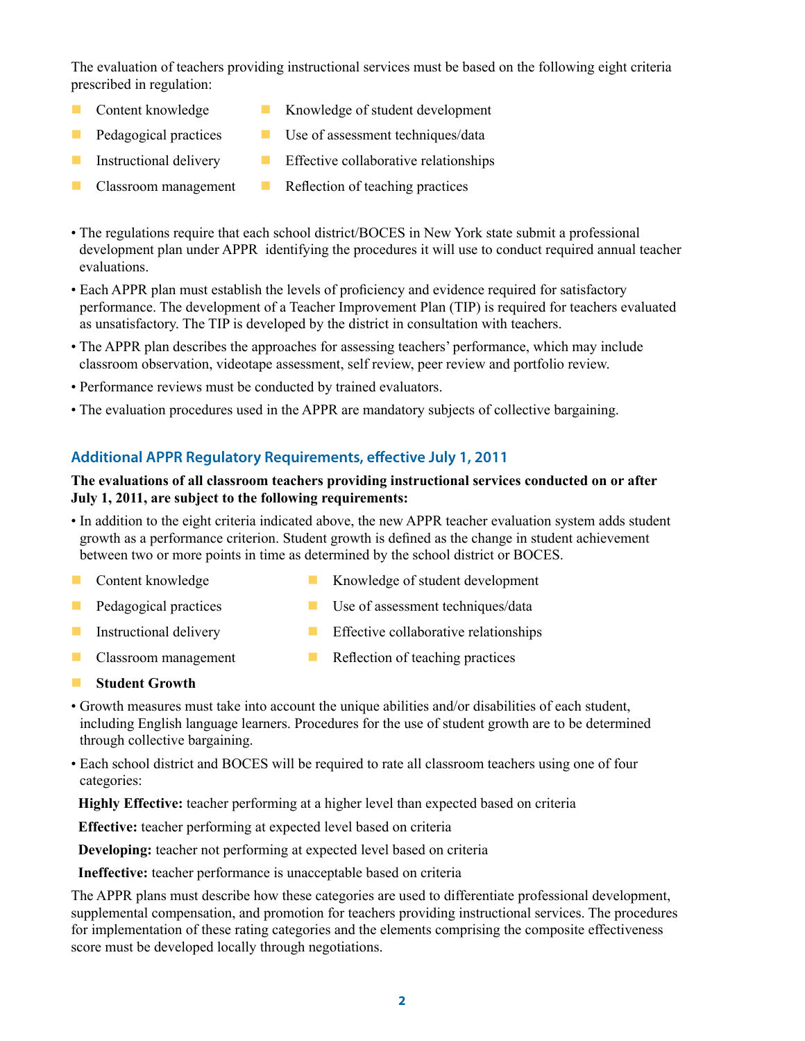The evaluation of teachers providing instructional services must be based on the following eight criteria prescribed in regulation:

- Content knowledge
- Pedagogical practices
- Instructional delivery
- Classroom management
- Knowledge of student development
- Use of assessment techniques/data
- Effective collaborative relationships
- Reflection of teaching practices

- The regulations require that each school district/BOCES in New York state submit a professional development plan under APPR identifying the procedures it will use to conduct required annual teacher evaluations.
- Each APPR plan must establish the levels of proficiency and evidence required for satisfactory performance. The development of a Teacher Improvement Plan (TIP) is required for teachers evaluated as unsatisfactory. The TIP is developed by the district in consultation with teachers.
- The APPR plan describes the approaches for assessing teachers' performance, which may include classroom observation, videotape assessment, self review, peer review and portfolio review.
- Performance reviews must be conducted by trained evaluators.
- The evaluation procedures used in the APPR are mandatory subjects of collective bargaining.

## Additional APPR Regulatory Requirements, effective July 1, 2011

**The evaluations of all classroom teachers providing instructional services conducted on or after July 1, 2011, are subject to the following requirements:**

- In addition to the eight criteria indicated above, the new APPR teacher evaluation system adds student growth as a performance criterion. Student growth is defined as the change in student achievement between two or more points in time as determined by the school district or BOCES.

  - Content knowledge
  - Pedagogical practices
  - Instructional delivery
  - Classroom management
  - Knowledge of student development
  - Use of assessment techniques/data
  - Effective collaborative relationships
  - Reflection of teaching practices
  - **Student Growth**

- Growth measures must take into account the unique abilities and/or disabilities of each student, including English language learners. Procedures for the use of student growth are to be determined through collective bargaining.
- Each school district and BOCES will be required to rate all classroom teachers using one of four categories:

  **Highly Effective:** teacher performing at a higher level than expected based on criteria

  **Effective:** teacher performing at expected level based on criteria

  **Developing:** teacher not performing at expected level based on criteria

  **Ineffective:** teacher performance is unacceptable based on criteria

The APPR plans must describe how these categories are used to differentiate professional development, supplemental compensation, and promotion for teachers providing instructional services. The procedures for implementation of these rating categories and the elements comprising the composite effectiveness score must be developed locally through negotiations.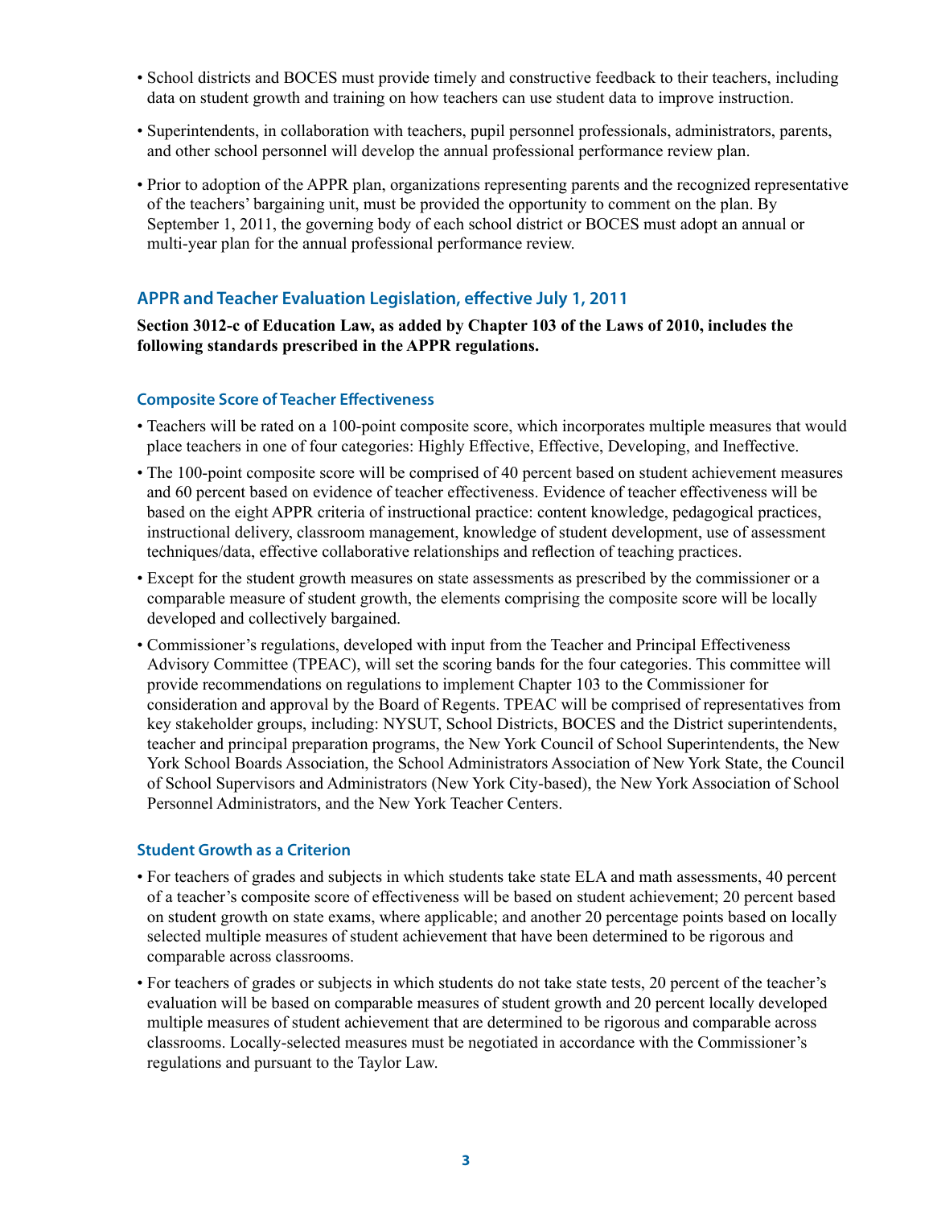- School districts and BOCES must provide timely and constructive feedback to their teachers, including data on student growth and training on how teachers can use student data to improve instruction.
- Superintendents, in collaboration with teachers, pupil personnel professionals, administrators, parents, and other school personnel will develop the annual professional performance review plan.
- Prior to adoption of the APPR plan, organizations representing parents and the recognized representative of the teachers' bargaining unit, must be provided the opportunity to comment on the plan. By September 1, 2011, the governing body of each school district or BOCES must adopt an annual or multi-year plan for the annual professional performance review.

## APPR and Teacher Evaluation Legislation, effective July 1, 2011

**Section 3012-c of Education Law, as added by Chapter 103 of the Laws of 2010, includes the following standards prescribed in the APPR regulations.**

### Composite Score of Teacher Effectiveness

- Teachers will be rated on a 100-point composite score, which incorporates multiple measures that would place teachers in one of four categories: Highly Effective, Effective, Developing, and Ineffective.
- The 100-point composite score will be comprised of 40 percent based on student achievement measures and 60 percent based on evidence of teacher effectiveness. Evidence of teacher effectiveness will be based on the eight APPR criteria of instructional practice: content knowledge, pedagogical practices, instructional delivery, classroom management, knowledge of student development, use of assessment techniques/data, effective collaborative relationships and reflection of teaching practices.
- Except for the student growth measures on state assessments as prescribed by the commissioner or a comparable measure of student growth, the elements comprising the composite score will be locally developed and collectively bargained.
- Commissioner's regulations, developed with input from the Teacher and Principal Effectiveness Advisory Committee (TPEAC), will set the scoring bands for the four categories. This committee will provide recommendations on regulations to implement Chapter 103 to the Commissioner for consideration and approval by the Board of Regents. TPEAC will be comprised of representatives from key stakeholder groups, including: NYSUT, School Districts, BOCES and the District superintendents, teacher and principal preparation programs, the New York Council of School Superintendents, the New York School Boards Association, the School Administrators Association of New York State, the Council of School Supervisors and Administrators (New York City-based), the New York Association of School Personnel Administrators, and the New York Teacher Centers.

### Student Growth as a Criterion

- For teachers of grades and subjects in which students take state ELA and math assessments, 40 percent of a teacher's composite score of effectiveness will be based on student achievement; 20 percent based on student growth on state exams, where applicable; and another 20 percentage points based on locally selected multiple measures of student achievement that have been determined to be rigorous and comparable across classrooms.
- For teachers of grades or subjects in which students do not take state tests, 20 percent of the teacher's evaluation will be based on comparable measures of student growth and 20 percent locally developed multiple measures of student achievement that are determined to be rigorous and comparable across classrooms. Locally-selected measures must be negotiated in accordance with the Commissioner's regulations and pursuant to the Taylor Law.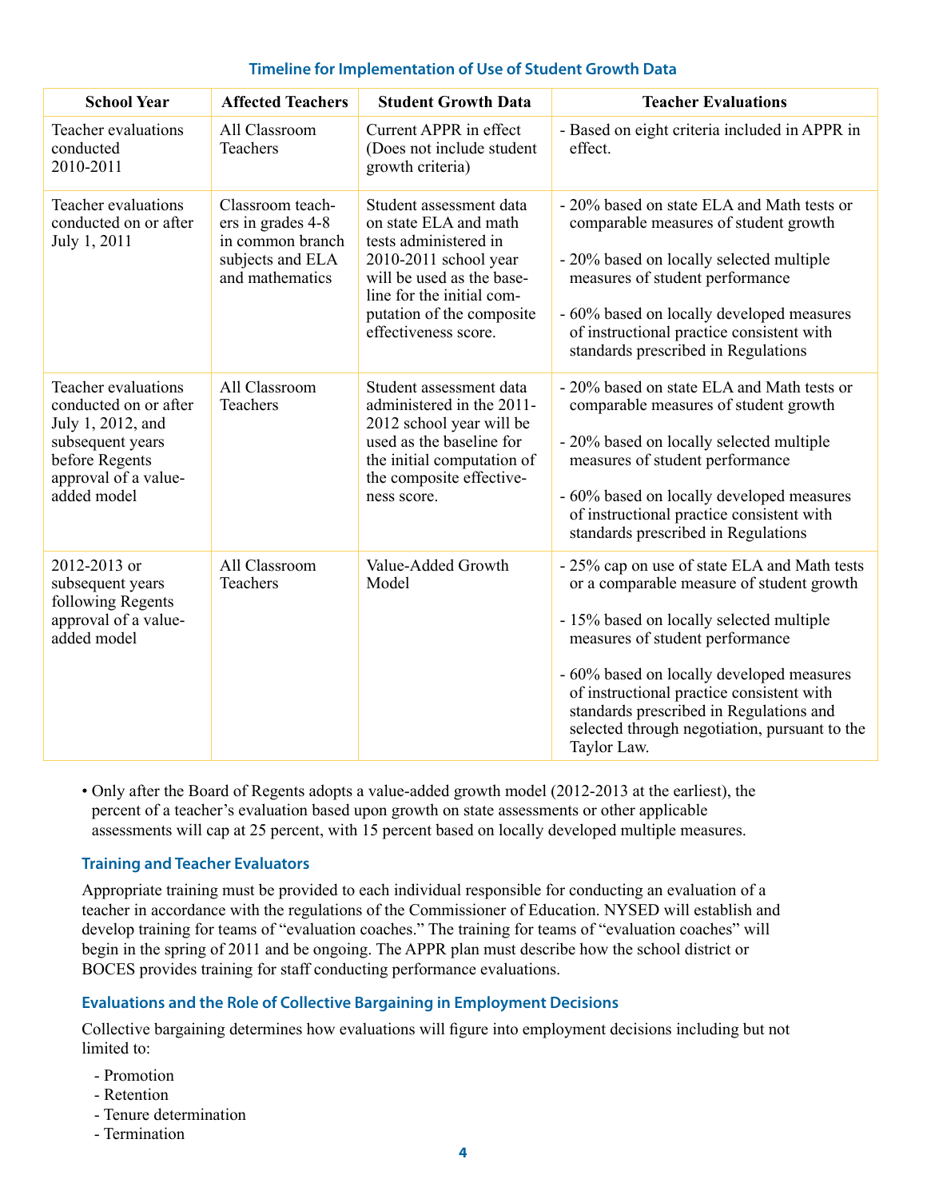### Timeline for Implementation of Use of Student Growth Data

| School Year | Affected Teachers | Student Growth Data | Teacher Evaluations |
|---|---|---|---|
| Teacher evaluations conducted 2010-2011 | All Classroom Teachers | Current APPR in effect (Does not include student growth criteria) | - Based on eight criteria included in APPR in effect. |
| Teacher evaluations conducted on or after July 1, 2011 | Classroom teachers in grades 4-8 in common branch subjects and ELA and mathematics | Student assessment data on state ELA and math tests administered in 2010-2011 school year will be used as the baseline for the initial computation of the composite effectiveness score. | - 20% based on state ELA and Math tests or comparable measures of student growth<br>- 20% based on locally selected multiple measures of student performance<br>- 60% based on locally developed measures of instructional practice consistent with standards prescribed in Regulations |
| Teacher evaluations conducted on or after July 1, 2012, and subsequent years before Regents approval of a value-added model | All Classroom Teachers | Student assessment data administered in the 2011-2012 school year will be used as the baseline for the initial computation of the composite effectiveness score. | - 20% based on state ELA and Math tests or comparable measures of student growth<br>- 20% based on locally selected multiple measures of student performance<br>- 60% based on locally developed measures of instructional practice consistent with standards prescribed in Regulations |
| 2012-2013 or subsequent years following Regents approval of a value-added model | All Classroom Teachers | Value-Added Growth Model | - 25% cap on use of state ELA and Math tests or a comparable measure of student growth<br>- 15% based on locally selected multiple measures of student performance<br>- 60% based on locally developed measures of instructional practice consistent with standards prescribed in Regulations and selected through negotiation, pursuant to the Taylor Law. |

- Only after the Board of Regents adopts a value-added growth model (2012-2013 at the earliest), the percent of a teacher's evaluation based upon growth on state assessments or other applicable assessments will cap at 25 percent, with 15 percent based on locally developed multiple measures.

### Training and Teacher Evaluators

Appropriate training must be provided to each individual responsible for conducting an evaluation of a teacher in accordance with the regulations of the Commissioner of Education. NYSED will establish and develop training for teams of "evaluation coaches." The training for teams of "evaluation coaches" will begin in the spring of 2011 and be ongoing. The APPR plan must describe how the school district or BOCES provides training for staff conducting performance evaluations.

### Evaluations and the Role of Collective Bargaining in Employment Decisions

Collective bargaining determines how evaluations will figure into employment decisions including but not limited to:

- Promotion
- Retention
- Tenure determination
- Termination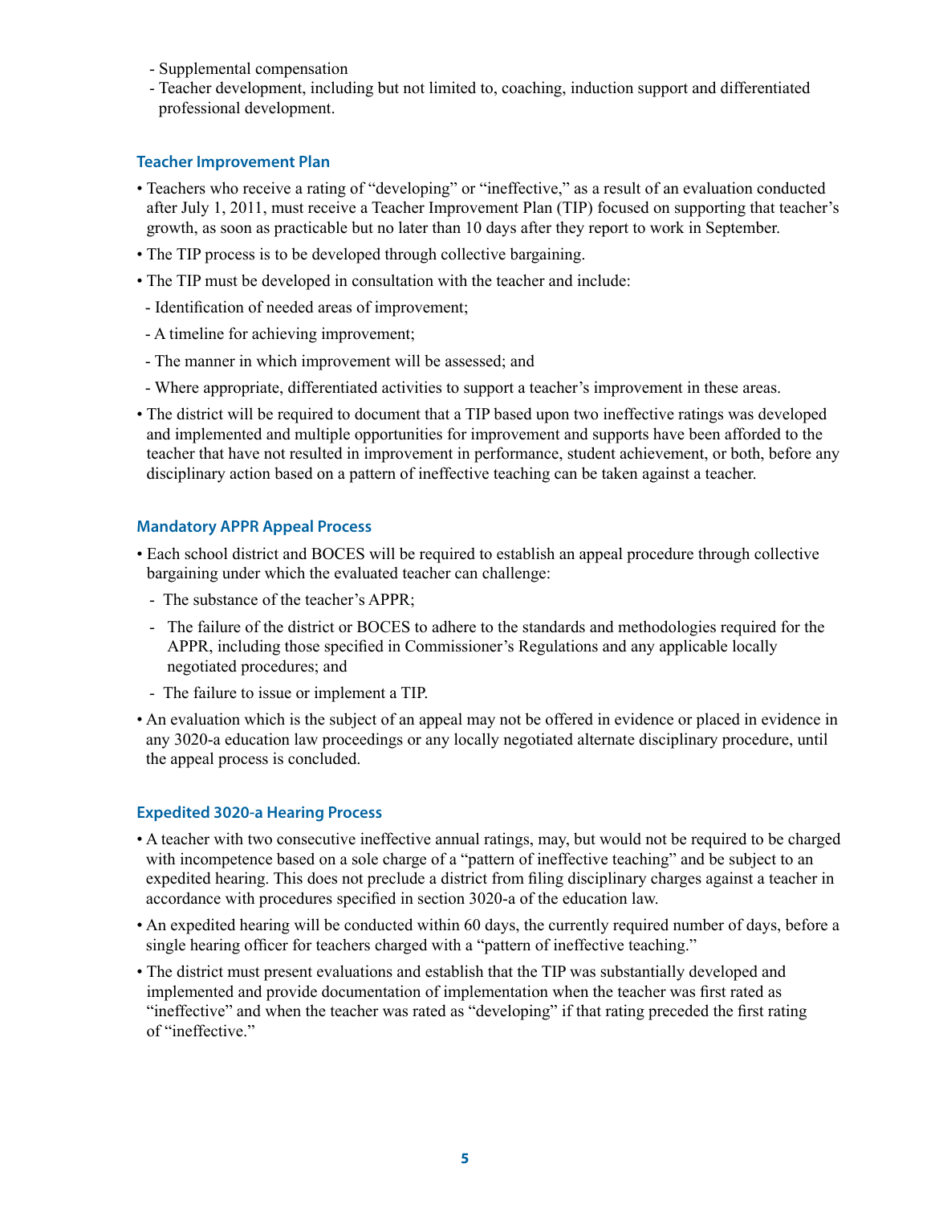- Supplemental compensation
- Teacher development, including but not limited to, coaching, induction support and differentiated professional development.

### Teacher Improvement Plan

- Teachers who receive a rating of "developing" or "ineffective," as a result of an evaluation conducted after July 1, 2011, must receive a Teacher Improvement Plan (TIP) focused on supporting that teacher's growth, as soon as practicable but no later than 10 days after they report to work in September.
- The TIP process is to be developed through collective bargaining.
- The TIP must be developed in consultation with the teacher and include:
  - Identification of needed areas of improvement;
  - A timeline for achieving improvement;
  - The manner in which improvement will be assessed; and
  - Where appropriate, differentiated activities to support a teacher's improvement in these areas.
- The district will be required to document that a TIP based upon two ineffective ratings was developed and implemented and multiple opportunities for improvement and supports have been afforded to the teacher that have not resulted in improvement in performance, student achievement, or both, before any disciplinary action based on a pattern of ineffective teaching can be taken against a teacher.

### Mandatory APPR Appeal Process

- Each school district and BOCES will be required to establish an appeal procedure through collective bargaining under which the evaluated teacher can challenge:
  - The substance of the teacher's APPR;
  - The failure of the district or BOCES to adhere to the standards and methodologies required for the APPR, including those specified in Commissioner's Regulations and any applicable locally negotiated procedures; and
  - The failure to issue or implement a TIP.
- An evaluation which is the subject of an appeal may not be offered in evidence or placed in evidence in any 3020-a education law proceedings or any locally negotiated alternate disciplinary procedure, until the appeal process is concluded.

### Expedited 3020-a Hearing Process

- A teacher with two consecutive ineffective annual ratings, may, but would not be required to be charged with incompetence based on a sole charge of a "pattern of ineffective teaching" and be subject to an expedited hearing. This does not preclude a district from filing disciplinary charges against a teacher in accordance with procedures specified in section 3020-a of the education law.
- An expedited hearing will be conducted within 60 days, the currently required number of days, before a single hearing officer for teachers charged with a "pattern of ineffective teaching."
- The district must present evaluations and establish that the TIP was substantially developed and implemented and provide documentation of implementation when the teacher was first rated as "ineffective" and when the teacher was rated as "developing" if that rating preceded the first rating of "ineffective."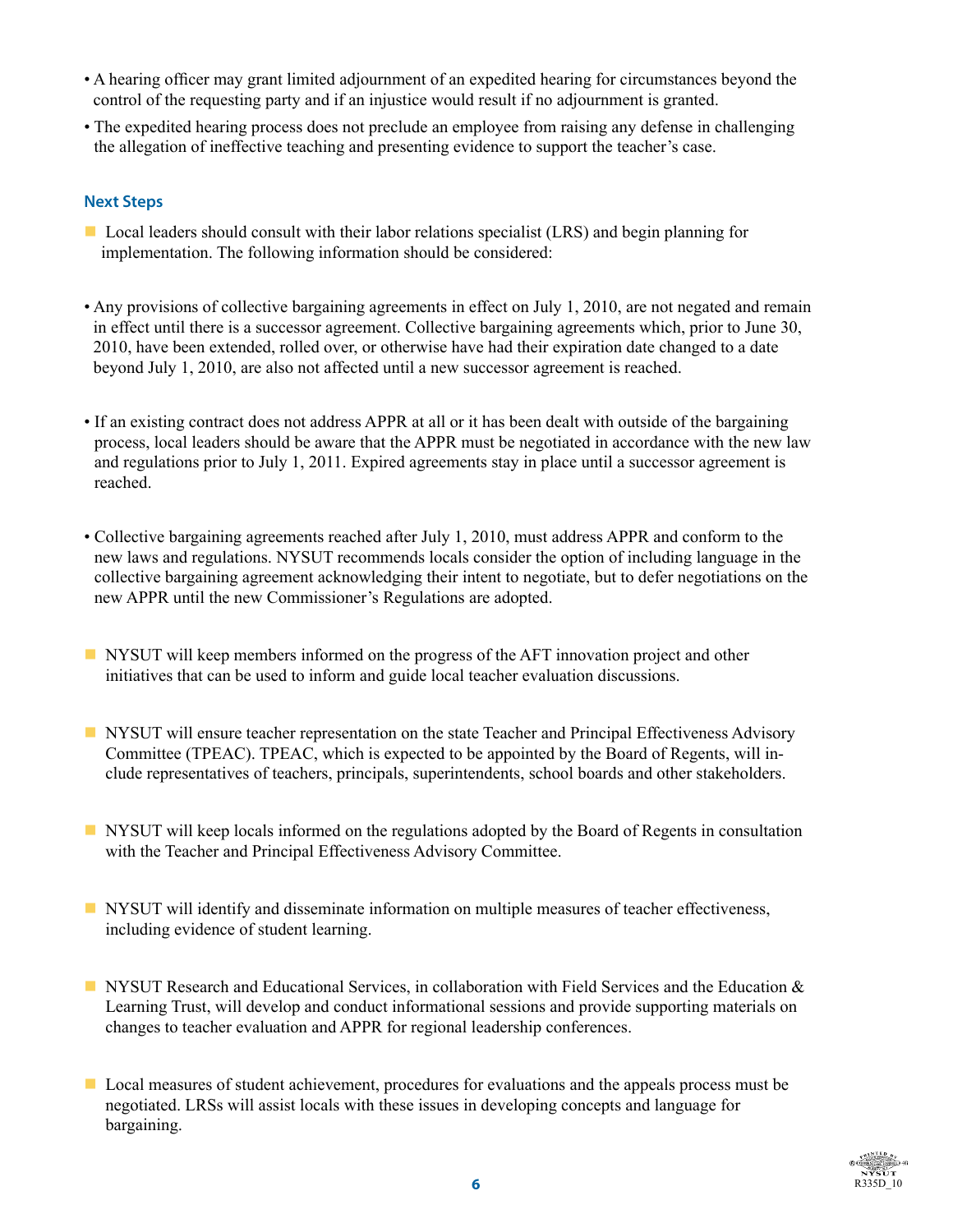- A hearing officer may grant limited adjournment of an expedited hearing for circumstances beyond the control of the requesting party and if an injustice would result if no adjournment is granted.
- The expedited hearing process does not preclude an employee from raising any defense in challenging the allegation of ineffective teaching and presenting evidence to support the teacher's case.

### Next Steps

- Local leaders should consult with their labor relations specialist (LRS) and begin planning for implementation. The following information should be considered:

- Any provisions of collective bargaining agreements in effect on July 1, 2010, are not negated and remain in effect until there is a successor agreement. Collective bargaining agreements which, prior to June 30, 2010, have been extended, rolled over, or otherwise have had their expiration date changed to a date beyond July 1, 2010, are also not affected until a new successor agreement is reached.

- If an existing contract does not address APPR at all or it has been dealt with outside of the bargaining process, local leaders should be aware that the APPR must be negotiated in accordance with the new law and regulations prior to July 1, 2011. Expired agreements stay in place until a successor agreement is reached.

- Collective bargaining agreements reached after July 1, 2010, must address APPR and conform to the new laws and regulations. NYSUT recommends locals consider the option of including language in the collective bargaining agreement acknowledging their intent to negotiate, but to defer negotiations on the new APPR until the new Commissioner's Regulations are adopted.

- NYSUT will keep members informed on the progress of the AFT innovation project and other initiatives that can be used to inform and guide local teacher evaluation discussions.

- NYSUT will ensure teacher representation on the state Teacher and Principal Effectiveness Advisory Committee (TPEAC). TPEAC, which is expected to be appointed by the Board of Regents, will include representatives of teachers, principals, superintendents, school boards and other stakeholders.

- NYSUT will keep locals informed on the regulations adopted by the Board of Regents in consultation with the Teacher and Principal Effectiveness Advisory Committee.

- NYSUT will identify and disseminate information on multiple measures of teacher effectiveness, including evidence of student learning.

- NYSUT Research and Educational Services, in collaboration with Field Services and the Education & Learning Trust, will develop and conduct informational sessions and provide supporting materials on changes to teacher evaluation and APPR for regional leadership conferences.

- Local measures of student achievement, procedures for evaluations and the appeals process must be negotiated. LRSs will assist locals with these issues in developing concepts and language for bargaining.

R335D_10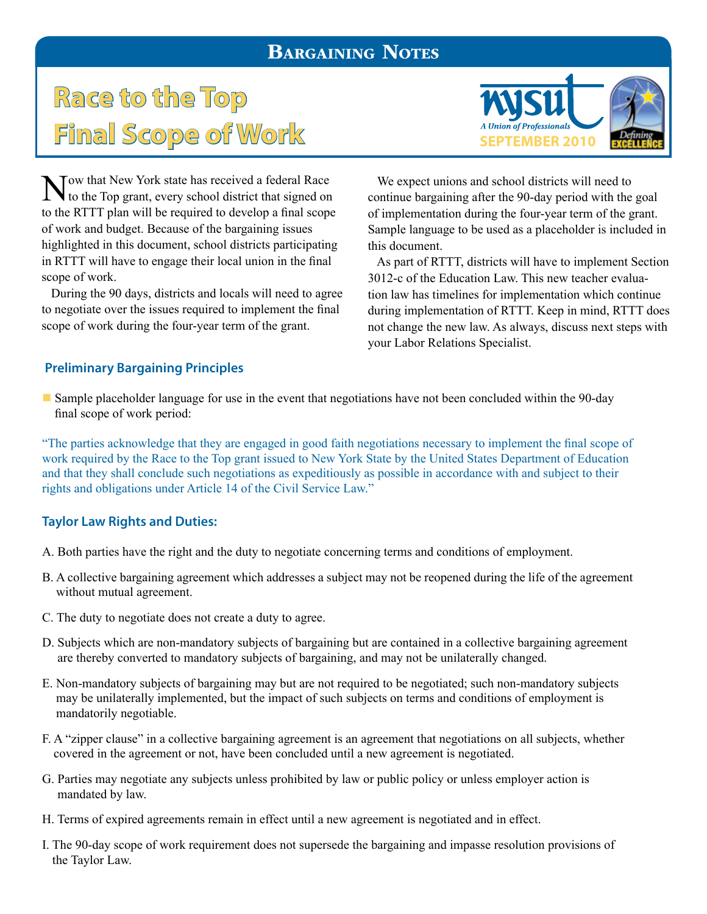# Bargaining Notes

## Race to the Top Final Scope of Work

NYSUT A Union of Professionals

SEPTEMBER 2010

Defining EXCELLENCE

Now that New York state has received a federal Race to the Top grant, every school district that signed on to the RTTT plan will be required to develop a final scope of work and budget. Because of the bargaining issues highlighted in this document, school districts participating in RTTT will have to engage their local union in the final scope of work.

During the 90 days, districts and locals will need to agree to negotiate over the issues required to implement the final scope of work during the four-year term of the grant.

We expect unions and school districts will need to continue bargaining after the 90-day period with the goal of implementation during the four-year term of the grant. Sample language to be used as a placeholder is included in this document.

As part of RTTT, districts will have to implement Section 3012-c of the Education Law. This new teacher evaluation law has timelines for implementation which continue during implementation of RTTT. Keep in mind, RTTT does not change the new law. As always, discuss next steps with your Labor Relations Specialist.

### Preliminary Bargaining Principles

- Sample placeholder language for use in the event that negotiations have not been concluded within the 90-day final scope of work period:

"The parties acknowledge that they are engaged in good faith negotiations necessary to implement the final scope of work required by the Race to the Top grant issued to New York State by the United States Department of Education and that they shall conclude such negotiations as expeditiously as possible in accordance with and subject to their rights and obligations under Article 14 of the Civil Service Law."

### Taylor Law Rights and Duties:

A. Both parties have the right and the duty to negotiate concerning terms and conditions of employment.

B. A collective bargaining agreement which addresses a subject may not be reopened during the life of the agreement without mutual agreement.

C. The duty to negotiate does not create a duty to agree.

D. Subjects which are non-mandatory subjects of bargaining but are contained in a collective bargaining agreement are thereby converted to mandatory subjects of bargaining, and may not be unilaterally changed.

E. Non-mandatory subjects of bargaining may but are not required to be negotiated; such non-mandatory subjects may be unilaterally implemented, but the impact of such subjects on terms and conditions of employment is mandatorily negotiable.

F. A "zipper clause" in a collective bargaining agreement is an agreement that negotiations on all subjects, whether covered in the agreement or not, have been concluded until a new agreement is negotiated.

G. Parties may negotiate any subjects unless prohibited by law or public policy or unless employer action is mandated by law.

H. Terms of expired agreements remain in effect until a new agreement is negotiated and in effect.

I. The 90-day scope of work requirement does not supersede the bargaining and impasse resolution provisions of the Taylor Law.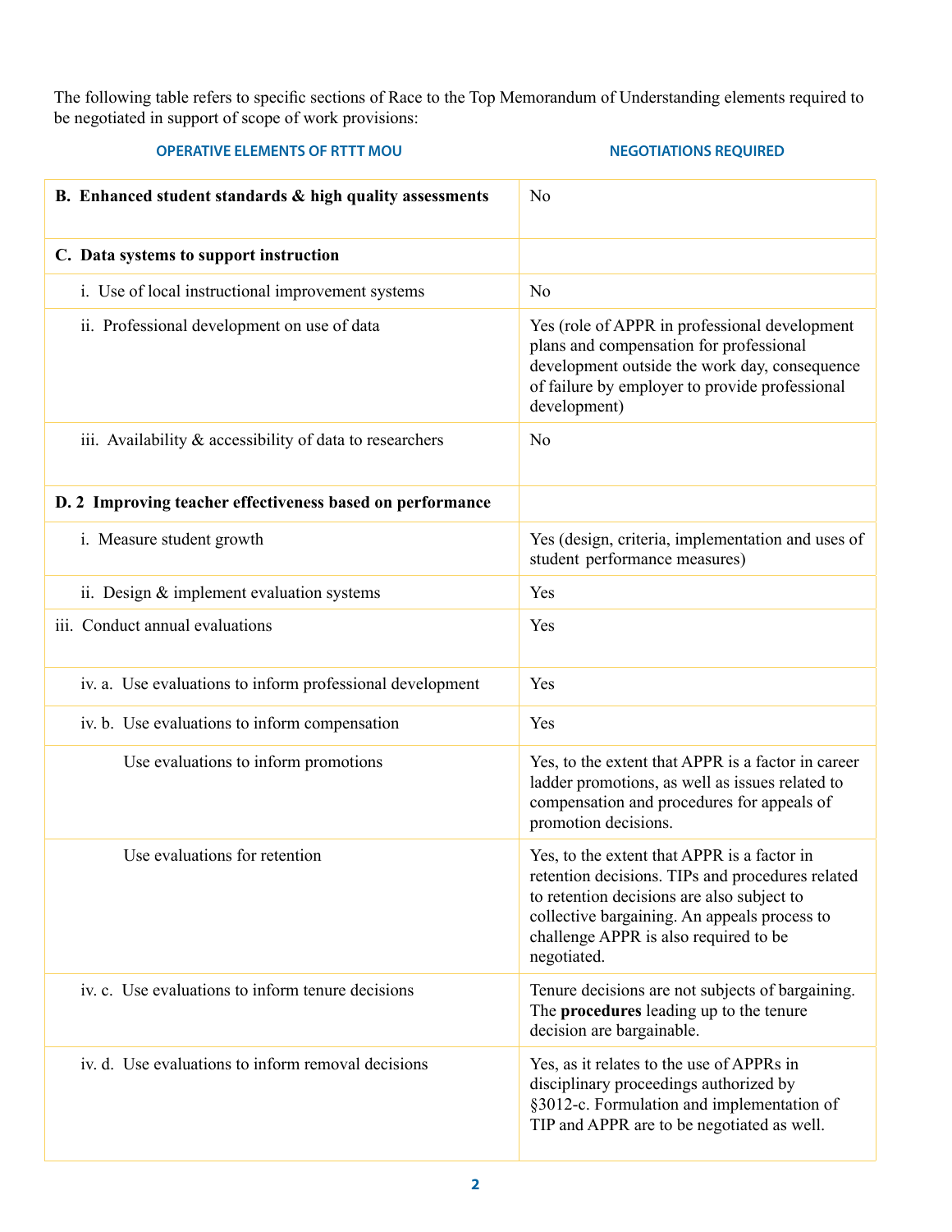The following table refers to specific sections of Race to the Top Memorandum of Understanding elements required to be negotiated in support of scope of work provisions:

| OPERATIVE ELEMENTS OF RTTT MOU | NEGOTIATIONS REQUIRED |
|---|---|
| **B. Enhanced student standards & high quality assessments** | No |
| **C. Data systems to support instruction** | |
| i. Use of local instructional improvement systems | No |
| ii. Professional development on use of data | Yes (role of APPR in professional development plans and compensation for professional development outside the work day, consequence of failure by employer to provide professional development) |
| iii. Availability & accessibility of data to researchers | No |
| **D. 2 Improving teacher effectiveness based on performance** | |
| i. Measure student growth | Yes (design, criteria, implementation and uses of student performance measures) |
| ii. Design & implement evaluation systems | Yes |
| iii. Conduct annual evaluations | Yes |
| iv. a. Use evaluations to inform professional development | Yes |
| iv. b. Use evaluations to inform compensation | Yes |
| Use evaluations to inform promotions | Yes, to the extent that APPR is a factor in career ladder promotions, as well as issues related to compensation and procedures for appeals of promotion decisions. |
| Use evaluations for retention | Yes, to the extent that APPR is a factor in retention decisions. TIPs and procedures related to retention decisions are also subject to collective bargaining. An appeals process to challenge APPR is also required to be negotiated. |
| iv. c. Use evaluations to inform tenure decisions | Tenure decisions are not subjects of bargaining. The **procedures** leading up to the tenure decision are bargainable. |
| iv. d. Use evaluations to inform removal decisions | Yes, as it relates to the use of APPRs in disciplinary proceedings authorized by §3012-c. Formulation and implementation of TIP and APPR are to be negotiated as well. |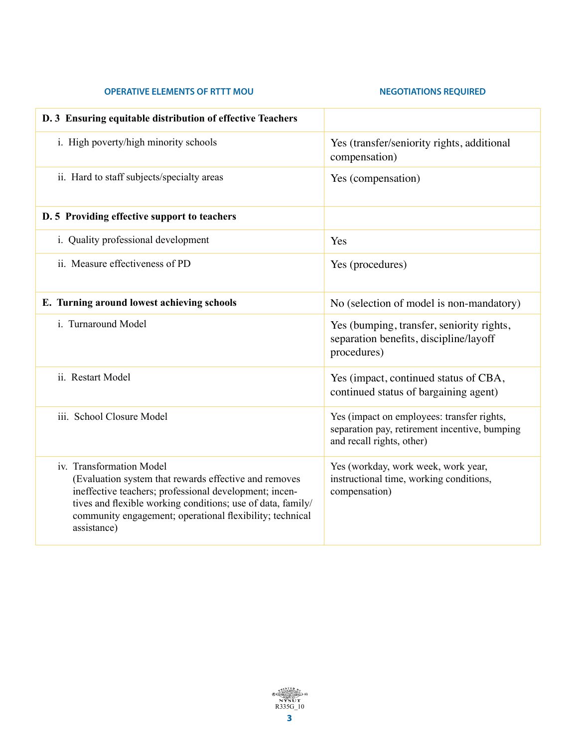| OPERATIVE ELEMENTS OF RTTT MOU | NEGOTIATIONS REQUIRED |
|---|---|
| **D. 3 Ensuring equitable distribution of effective Teachers** | |
| i. High poverty/high minority schools | Yes (transfer/seniority rights, additional compensation) |
| ii. Hard to staff subjects/specialty areas | Yes (compensation) |
| **D. 5 Providing effective support to teachers** | |
| i. Quality professional development | Yes |
| ii. Measure effectiveness of PD | Yes (procedures) |
| **E. Turning around lowest achieving schools** | No (selection of model is non-mandatory) |
| i. Turnaround Model | Yes (bumping, transfer, seniority rights, separation benefits, discipline/layoff procedures) |
| ii. Restart Model | Yes (impact, continued status of CBA, continued status of bargaining agent) |
| iii. School Closure Model | Yes (impact on employees: transfer rights, separation pay, retirement incentive, bumping and recall rights, other) |
| iv. Transformation Model (Evaluation system that rewards effective and removes ineffective teachers; professional development; incentives and flexible working conditions; use of data, family/community engagement; operational flexibility; technical assistance) | Yes (workday, work week, work year, instructional time, working conditions, compensation) |

R335G_10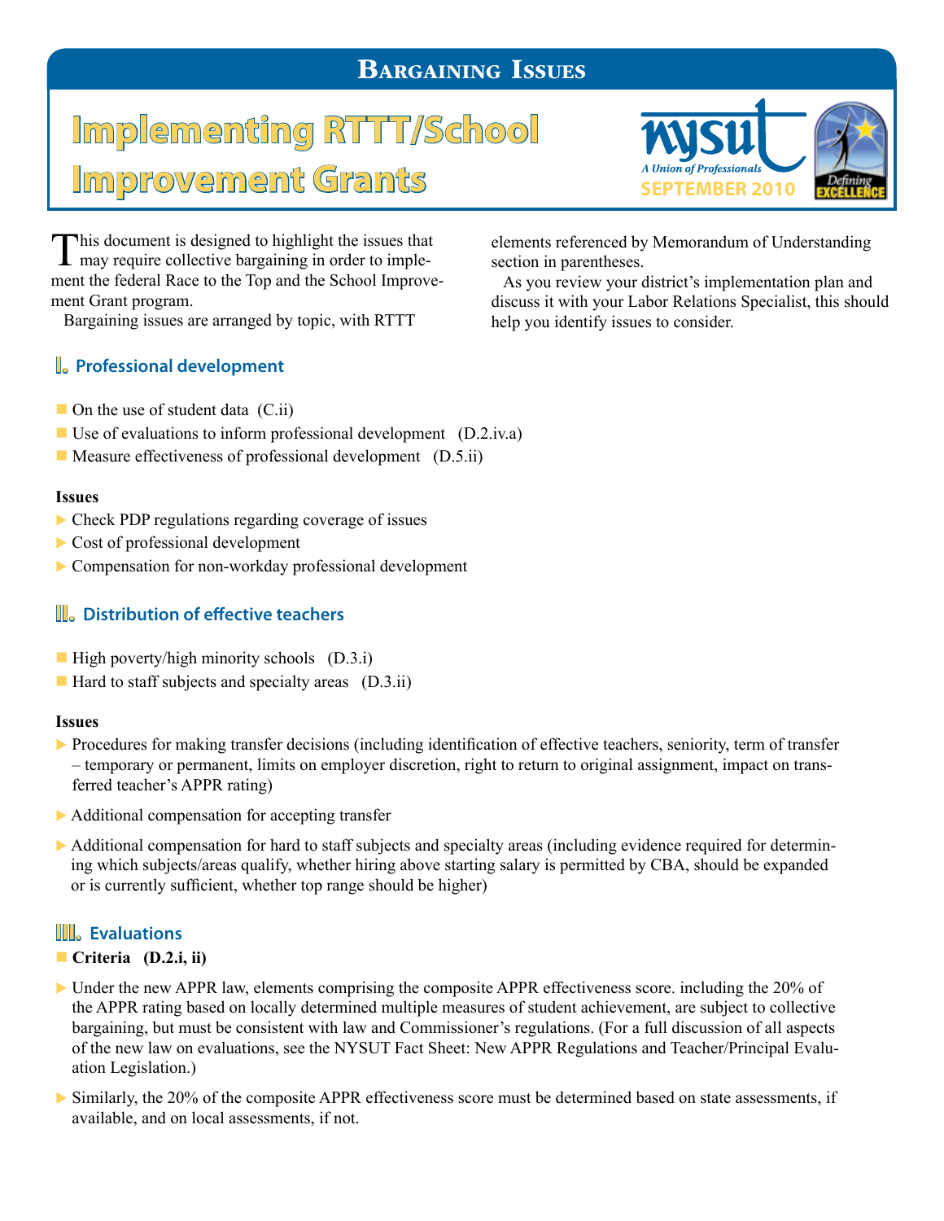## Bargaining Issues

# Implementing RTTT/School Improvement Grants

NYSUT — A Union of Professionals — SEPTEMBER 2010

Defining Excellence

This document is designed to highlight the issues that may require collective bargaining in order to implement the federal Race to the Top and the School Improvement Grant program.

Bargaining issues are arranged by topic, with RTTT elements referenced by Memorandum of Understanding section in parentheses.

As you review your district's implementation plan and discuss it with your Labor Relations Specialist, this should help you identify issues to consider.

### I. Professional development

- On the use of student data (C.ii)
- Use of evaluations to inform professional development (D.2.iv.a)
- Measure effectiveness of professional development (D.5.ii)

**Issues**

- Check PDP regulations regarding coverage of issues
- Cost of professional development
- Compensation for non-workday professional development

### II. Distribution of effective teachers

- High poverty/high minority schools (D.3.i)
- Hard to staff subjects and specialty areas (D.3.ii)

**Issues**

- Procedures for making transfer decisions (including identification of effective teachers, seniority, term of transfer – temporary or permanent, limits on employer discretion, right to return to original assignment, impact on transferred teacher's APPR rating)
- Additional compensation for accepting transfer
- Additional compensation for hard to staff subjects and specialty areas (including evidence required for determining which subjects/areas qualify, whether hiring above starting salary is permitted by CBA, should be expanded or is currently sufficient, whether top range should be higher)

### III. Evaluations

- **Criteria (D.2.i, ii)**

- Under the new APPR law, elements comprising the composite APPR effectiveness score. including the 20% of the APPR rating based on locally determined multiple measures of student achievement, are subject to collective bargaining, but must be consistent with law and Commissioner's regulations. (For a full discussion of all aspects of the new law on evaluations, see the NYSUT Fact Sheet: New APPR Regulations and Teacher/Principal Evaluation Legislation.)
- Similarly, the 20% of the composite APPR effectiveness score must be determined based on state assessments, if available, and on local assessments, if not.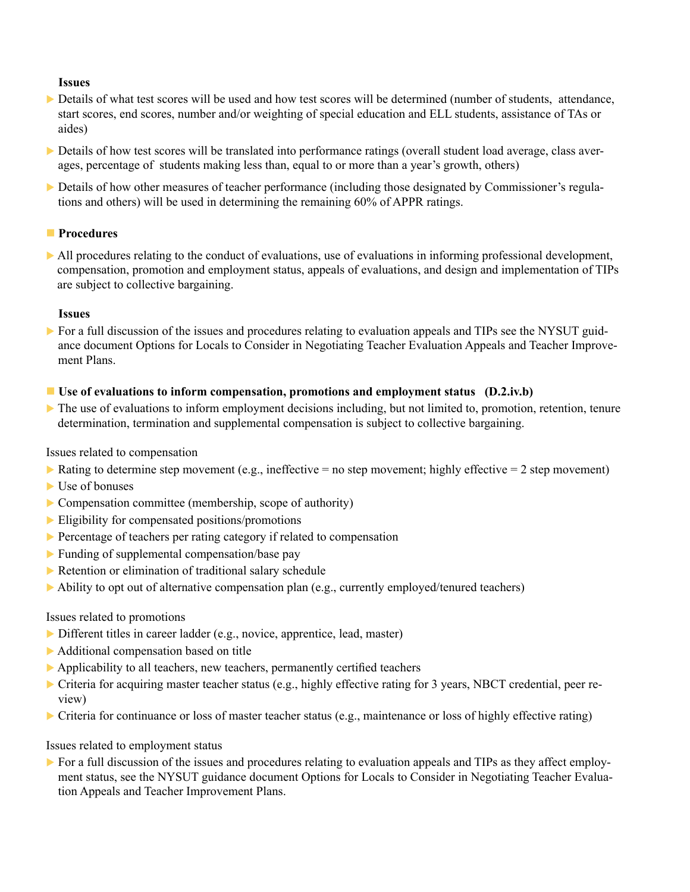**Issues**

- Details of what test scores will be used and how test scores will be determined (number of students, attendance, start scores, end scores, number and/or weighting of special education and ELL students, assistance of TAs or aides)
- Details of how test scores will be translated into performance ratings (overall student load average, class averages, percentage of students making less than, equal to or more than a year's growth, others)
- Details of how other measures of teacher performance (including those designated by Commissioner's regulations and others) will be used in determining the remaining 60% of APPR ratings.

### Procedures

- All procedures relating to the conduct of evaluations, use of evaluations in informing professional development, compensation, promotion and employment status, appeals of evaluations, and design and implementation of TIPs are subject to collective bargaining.

**Issues**

- For a full discussion of the issues and procedures relating to evaluation appeals and TIPs see the NYSUT guidance document Options for Locals to Consider in Negotiating Teacher Evaluation Appeals and Teacher Improvement Plans.

### Use of evaluations to inform compensation, promotions and employment status (D.2.iv.b)

- The use of evaluations to inform employment decisions including, but not limited to, promotion, retention, tenure determination, termination and supplemental compensation is subject to collective bargaining.

Issues related to compensation

- Rating to determine step movement (e.g., ineffective = no step movement; highly effective = 2 step movement)
- Use of bonuses
- Compensation committee (membership, scope of authority)
- Eligibility for compensated positions/promotions
- Percentage of teachers per rating category if related to compensation
- Funding of supplemental compensation/base pay
- Retention or elimination of traditional salary schedule
- Ability to opt out of alternative compensation plan (e.g., currently employed/tenured teachers)

Issues related to promotions

- Different titles in career ladder (e.g., novice, apprentice, lead, master)
- Additional compensation based on title
- Applicability to all teachers, new teachers, permanently certified teachers
- Criteria for acquiring master teacher status (e.g., highly effective rating for 3 years, NBCT credential, peer review)
- Criteria for continuance or loss of master teacher status (e.g., maintenance or loss of highly effective rating)

Issues related to employment status

- For a full discussion of the issues and procedures relating to evaluation appeals and TIPs as they affect employment status, see the NYSUT guidance document Options for Locals to Consider in Negotiating Teacher Evaluation Appeals and Teacher Improvement Plans.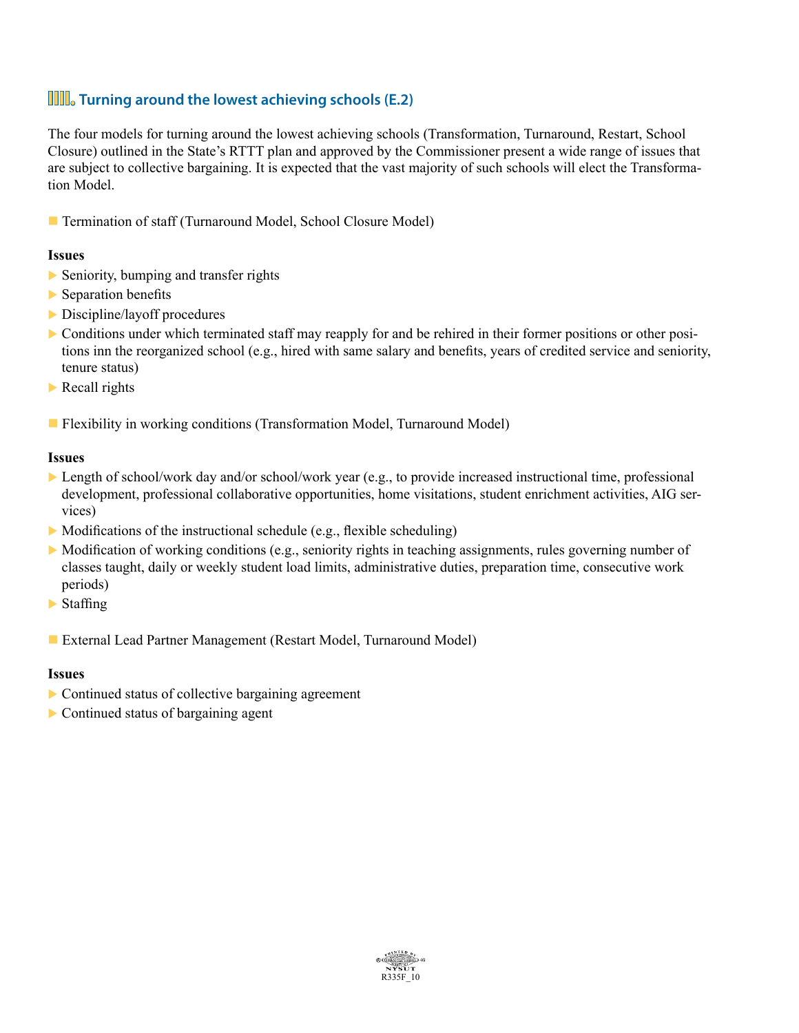## IIII. Turning around the lowest achieving schools (E.2)

The four models for turning around the lowest achieving schools (Transformation, Turnaround, Restart, School Closure) outlined in the State's RTTT plan and approved by the Commissioner present a wide range of issues that are subject to collective bargaining. It is expected that the vast majority of such schools will elect the Transformation Model.

- Termination of staff (Turnaround Model, School Closure Model)

**Issues**

- Seniority, bumping and transfer rights
- Separation benefits
- Discipline/layoff procedures
- Conditions under which terminated staff may reapply for and be rehired in their former positions or other positions inn the reorganized school (e.g., hired with same salary and benefits, years of credited service and seniority, tenure status)
- Recall rights

- Flexibility in working conditions (Transformation Model, Turnaround Model)

**Issues**

- Length of school/work day and/or school/work year (e.g., to provide increased instructional time, professional development, professional collaborative opportunities, home visitations, student enrichment activities, AIG services)
- Modifications of the instructional schedule (e.g., flexible scheduling)
- Modification of working conditions (e.g., seniority rights in teaching assignments, rules governing number of classes taught, daily or weekly student load limits, administrative duties, preparation time, consecutive work periods)
- Staffing

- External Lead Partner Management (Restart Model, Turnaround Model)

**Issues**

- Continued status of collective bargaining agreement
- Continued status of bargaining agent

NYSUT
R335F_10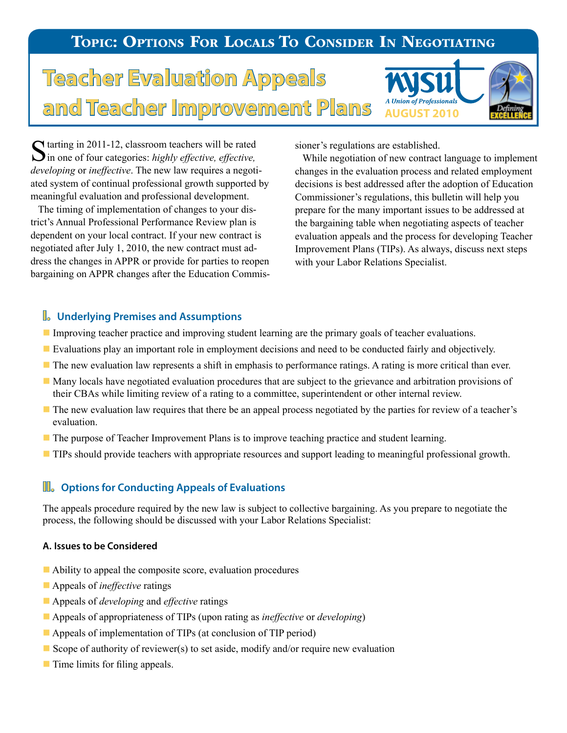## Topic: Options For Locals To Consider In Negotiating

# Teacher Evaluation Appeals and Teacher Improvement Plans

NYSUT — A Union of Professionals

AUGUST 2010

Defining EXCELLENCE

Starting in 2011-12, classroom teachers will be rated in one of four categories: *highly effective, effective, developing* or *ineffective*. The new law requires a negotiated system of continual professional growth supported by meaningful evaluation and professional development.

The timing of implementation of changes to your district's Annual Professional Performance Review plan is dependent on your local contract. If your new contract is negotiated after July 1, 2010, the new contract must address the changes in APPR or provide for parties to reopen bargaining on APPR changes after the Education Commissioner's regulations are established.

While negotiation of new contract language to implement changes in the evaluation process and related employment decisions is best addressed after the adoption of Education Commissioner's regulations, this bulletin will help you prepare for the many important issues to be addressed at the bargaining table when negotiating aspects of teacher evaluation appeals and the process for developing Teacher Improvement Plans (TIPs). As always, discuss next steps with your Labor Relations Specialist.

## I. Underlying Premises and Assumptions

- Improving teacher practice and improving student learning are the primary goals of teacher evaluations.
- Evaluations play an important role in employment decisions and need to be conducted fairly and objectively.
- The new evaluation law represents a shift in emphasis to performance ratings. A rating is more critical than ever.
- Many locals have negotiated evaluation procedures that are subject to the grievance and arbitration provisions of their CBAs while limiting review of a rating to a committee, superintendent or other internal review.
- The new evaluation law requires that there be an appeal process negotiated by the parties for review of a teacher's evaluation.
- The purpose of Teacher Improvement Plans is to improve teaching practice and student learning.
- TIPs should provide teachers with appropriate resources and support leading to meaningful professional growth.

## II. Options for Conducting Appeals of Evaluations

The appeals procedure required by the new law is subject to collective bargaining. As you prepare to negotiate the process, the following should be discussed with your Labor Relations Specialist:

### A. Issues to be Considered

- Ability to appeal the composite score, evaluation procedures
- Appeals of *ineffective* ratings
- Appeals of *developing* and *effective* ratings
- Appeals of appropriateness of TIPs (upon rating as *ineffective* or *developing*)
- Appeals of implementation of TIPs (at conclusion of TIP period)
- Scope of authority of reviewer(s) to set aside, modify and/or require new evaluation
- Time limits for filing appeals.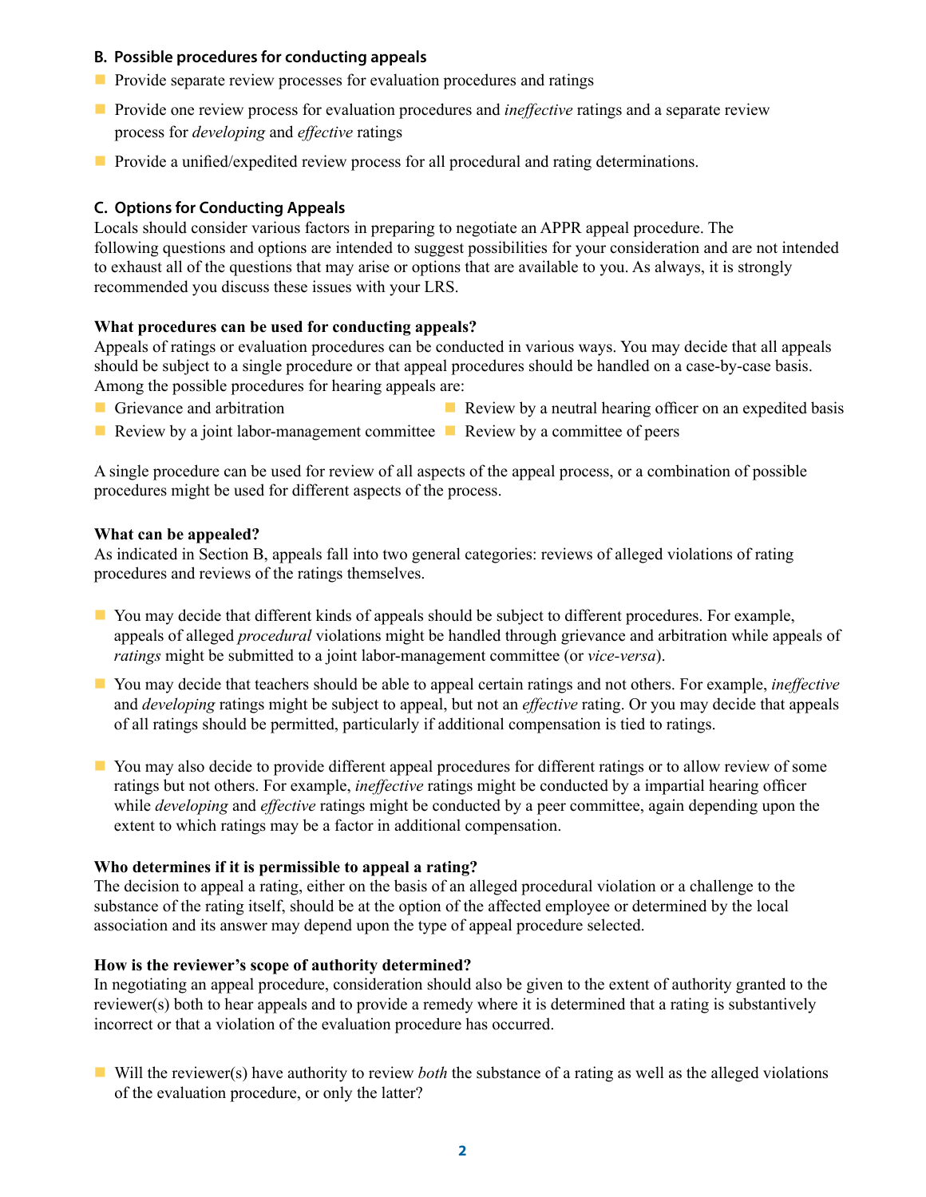### B. Possible procedures for conducting appeals

- Provide separate review processes for evaluation procedures and ratings
- Provide one review process for evaluation procedures and *ineffective* ratings and a separate review process for *developing* and *effective* ratings
- Provide a unified/expedited review process for all procedural and rating determinations.

### C. Options for Conducting Appeals

Locals should consider various factors in preparing to negotiate an APPR appeal procedure. The following questions and options are intended to suggest possibilities for your consideration and are not intended to exhaust all of the questions that may arise or options that are available to you. As always, it is strongly recommended you discuss these issues with your LRS.

**What procedures can be used for conducting appeals?**

Appeals of ratings or evaluation procedures can be conducted in various ways. You may decide that all appeals should be subject to a single procedure or that appeal procedures should be handled on a case-by-case basis. Among the possible procedures for hearing appeals are:

- Grievance and arbitration
- Review by a joint labor-management committee
- Review by a neutral hearing officer on an expedited basis
- Review by a committee of peers

A single procedure can be used for review of all aspects of the appeal process, or a combination of possible procedures might be used for different aspects of the process.

**What can be appealed?**

As indicated in Section B, appeals fall into two general categories: reviews of alleged violations of rating procedures and reviews of the ratings themselves.

- You may decide that different kinds of appeals should be subject to different procedures. For example, appeals of alleged *procedural* violations might be handled through grievance and arbitration while appeals of *ratings* might be submitted to a joint labor-management committee (or *vice-versa*).
- You may decide that teachers should be able to appeal certain ratings and not others. For example, *ineffective* and *developing* ratings might be subject to appeal, but not an *effective* rating. Or you may decide that appeals of all ratings should be permitted, particularly if additional compensation is tied to ratings.
- You may also decide to provide different appeal procedures for different ratings or to allow review of some ratings but not others. For example, *ineffective* ratings might be conducted by a impartial hearing officer while *developing* and *effective* ratings might be conducted by a peer committee, again depending upon the extent to which ratings may be a factor in additional compensation.

**Who determines if it is permissible to appeal a rating?**

The decision to appeal a rating, either on the basis of an alleged procedural violation or a challenge to the substance of the rating itself, should be at the option of the affected employee or determined by the local association and its answer may depend upon the type of appeal procedure selected.

**How is the reviewer's scope of authority determined?**

In negotiating an appeal procedure, consideration should also be given to the extent of authority granted to the reviewer(s) both to hear appeals and to provide a remedy where it is determined that a rating is substantively incorrect or that a violation of the evaluation procedure has occurred.

- Will the reviewer(s) have authority to review *both* the substance of a rating as well as the alleged violations of the evaluation procedure, or only the latter?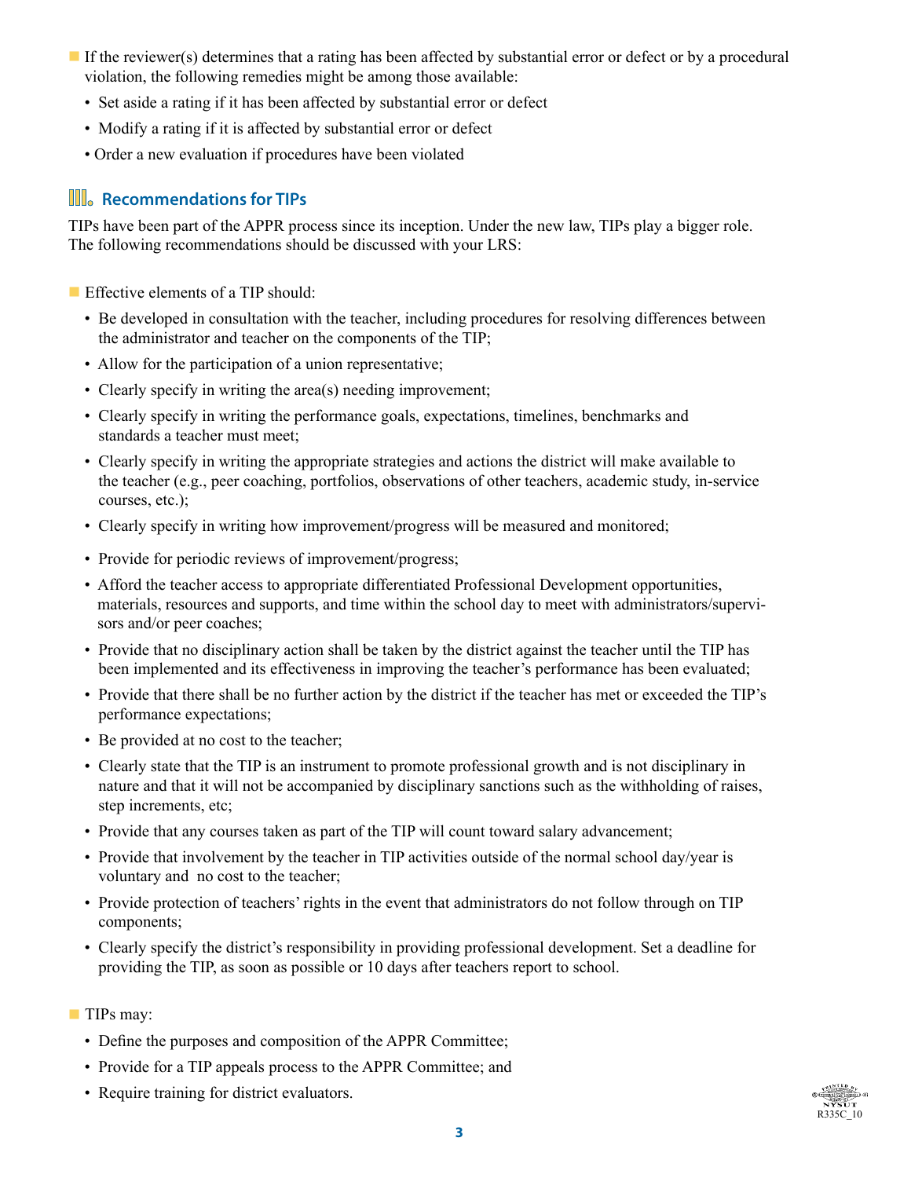- If the reviewer(s) determines that a rating has been affected by substantial error or defect or by a procedural violation, the following remedies might be among those available:
  - Set aside a rating if it has been affected by substantial error or defect
  - Modify a rating if it is affected by substantial error or defect
  - Order a new evaluation if procedures have been violated

## III. Recommendations for TIPs

TIPs have been part of the APPR process since its inception. Under the new law, TIPs play a bigger role. The following recommendations should be discussed with your LRS:

- Effective elements of a TIP should:
  - Be developed in consultation with the teacher, including procedures for resolving differences between the administrator and teacher on the components of the TIP;
  - Allow for the participation of a union representative;
  - Clearly specify in writing the area(s) needing improvement;
  - Clearly specify in writing the performance goals, expectations, timelines, benchmarks and standards a teacher must meet;
  - Clearly specify in writing the appropriate strategies and actions the district will make available to the teacher (e.g., peer coaching, portfolios, observations of other teachers, academic study, in-service courses, etc.);
  - Clearly specify in writing how improvement/progress will be measured and monitored;
  - Provide for periodic reviews of improvement/progress;
  - Afford the teacher access to appropriate differentiated Professional Development opportunities, materials, resources and supports, and time within the school day to meet with administrators/supervisors and/or peer coaches;
  - Provide that no disciplinary action shall be taken by the district against the teacher until the TIP has been implemented and its effectiveness in improving the teacher's performance has been evaluated;
  - Provide that there shall be no further action by the district if the teacher has met or exceeded the TIP's performance expectations;
  - Be provided at no cost to the teacher;
  - Clearly state that the TIP is an instrument to promote professional growth and is not disciplinary in nature and that it will not be accompanied by disciplinary sanctions such as the withholding of raises, step increments, etc;
  - Provide that any courses taken as part of the TIP will count toward salary advancement;
  - Provide that involvement by the teacher in TIP activities outside of the normal school day/year is voluntary and no cost to the teacher;
  - Provide protection of teachers' rights in the event that administrators do not follow through on TIP components;
  - Clearly specify the district's responsibility in providing professional development. Set a deadline for providing the TIP, as soon as possible or 10 days after teachers report to school.

- TIPs may:
  - Define the purposes and composition of the APPR Committee;
  - Provide for a TIP appeals process to the APPR Committee; and
  - Require training for district evaluators.

R335C_10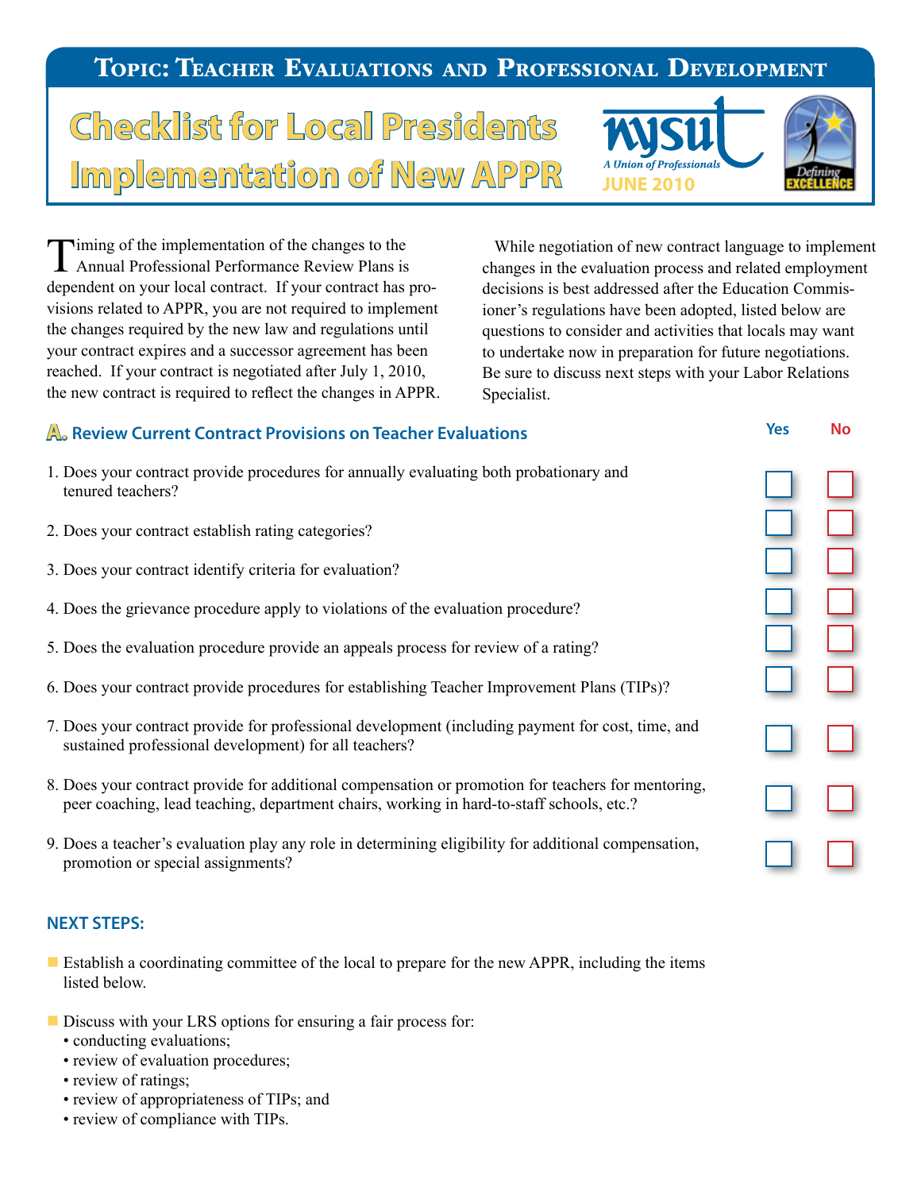**Topic: Teacher Evaluations and Professional Development**

# Checklist for Local Presidents Implementation of New APPR

NYSUT A Union of Professionals

JUNE 2010

Defining EXCELLENCE

Timing of the implementation of the changes to the Annual Professional Performance Review Plans is dependent on your local contract. If your contract has provisions related to APPR, you are not required to implement the changes required by the new law and regulations until your contract expires and a successor agreement has been reached. If your contract is negotiated after July 1, 2010, the new contract is required to reflect the changes in APPR.

While negotiation of new contract language to implement changes in the evaluation process and related employment decisions is best addressed after the Education Commissioner's regulations have been adopted, listed below are questions to consider and activities that locals may want to undertake now in preparation for future negotiations. Be sure to discuss next steps with your Labor Relations Specialist.

## A. Review Current Contract Provisions on Teacher Evaluations

| | Yes | No |
|---|---|---|
| 1. Does your contract provide procedures for annually evaluating both probationary and tenured teachers? | ☐ | ☐ |
| 2. Does your contract establish rating categories? | ☐ | ☐ |
| 3. Does your contract identify criteria for evaluation? | ☐ | ☐ |
| 4. Does the grievance procedure apply to violations of the evaluation procedure? | ☐ | ☐ |
| 5. Does the evaluation procedure provide an appeals process for review of a rating? | ☐ | ☐ |
| 6. Does your contract provide procedures for establishing Teacher Improvement Plans (TIPs)? | ☐ | ☐ |
| 7. Does your contract provide for professional development (including payment for cost, time, and sustained professional development) for all teachers? | ☐ | ☐ |
| 8. Does your contract provide for additional compensation or promotion for teachers for mentoring, peer coaching, lead teaching, department chairs, working in hard-to-staff schools, etc.? | ☐ | ☐ |
| 9. Does a teacher's evaluation play any role in determining eligibility for additional compensation, promotion or special assignments? | ☐ | ☐ |

### NEXT STEPS:

- Establish a coordinating committee of the local to prepare for the new APPR, including the items listed below.
- Discuss with your LRS options for ensuring a fair process for:
  - conducting evaluations;
  - review of evaluation procedures;
  - review of ratings;
  - review of appropriateness of TIPs; and
  - review of compliance with TIPs.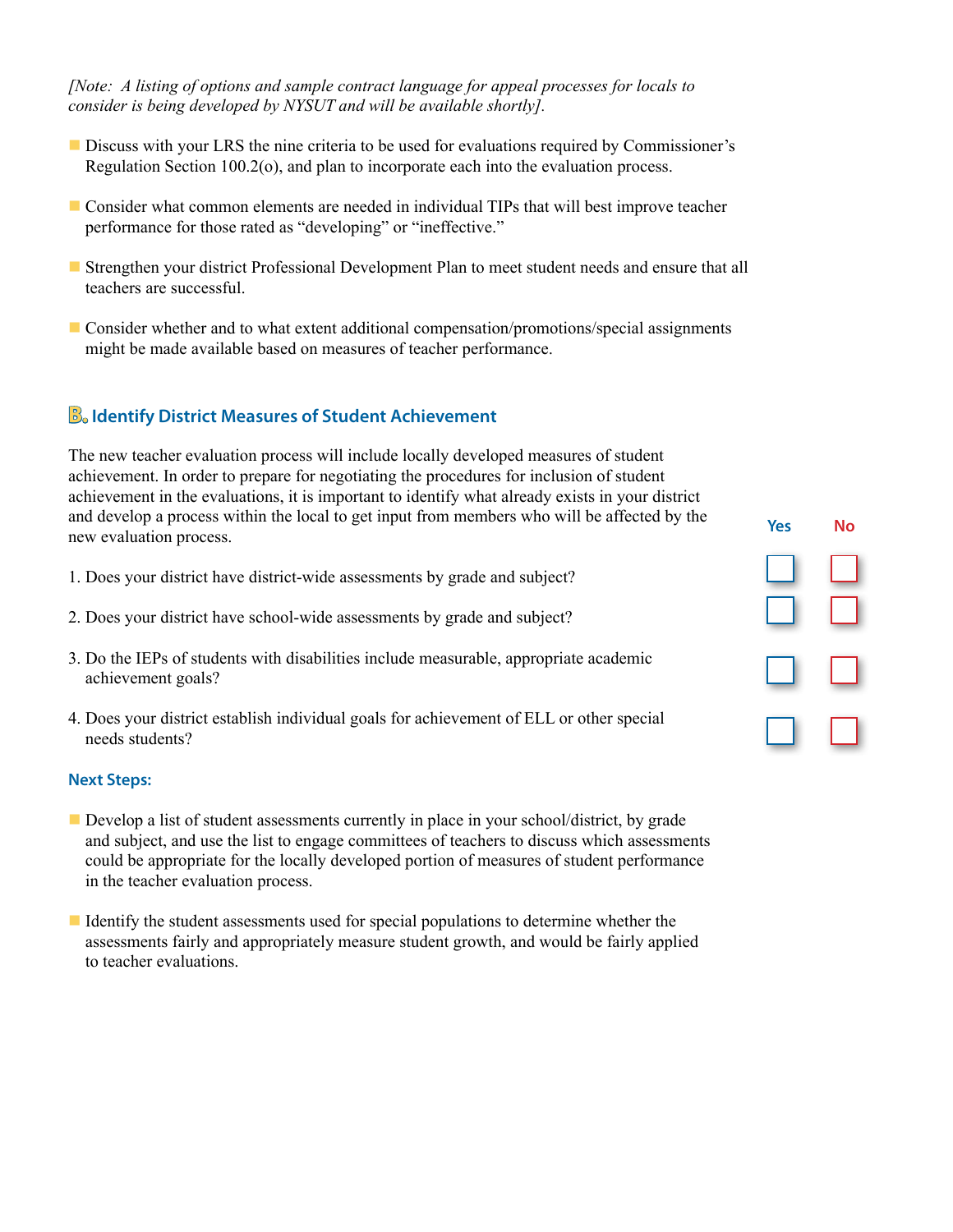*[Note: A listing of options and sample contract language for appeal processes for locals to consider is being developed by NYSUT and will be available shortly].*

- Discuss with your LRS the nine criteria to be used for evaluations required by Commissioner's Regulation Section 100.2(o), and plan to incorporate each into the evaluation process.
- Consider what common elements are needed in individual TIPs that will best improve teacher performance for those rated as "developing" or "ineffective."
- Strengthen your district Professional Development Plan to meet student needs and ensure that all teachers are successful.
- Consider whether and to what extent additional compensation/promotions/special assignments might be made available based on measures of teacher performance.

## B. Identify District Measures of Student Achievement

The new teacher evaluation process will include locally developed measures of student achievement. In order to prepare for negotiating the procedures for inclusion of student achievement in the evaluations, it is important to identify what already exists in your district and develop a process within the local to get input from members who will be affected by the new evaluation process.

| | Yes | No |
|---|---|---|
| 1. Does your district have district-wide assessments by grade and subject? | ☐ | ☐ |
| 2. Does your district have school-wide assessments by grade and subject? | ☐ | ☐ |
| 3. Do the IEPs of students with disabilities include measurable, appropriate academic achievement goals? | ☐ | ☐ |
| 4. Does your district establish individual goals for achievement of ELL or other special needs students? | ☐ | ☐ |

### Next Steps:

- Develop a list of student assessments currently in place in your school/district, by grade and subject, and use the list to engage committees of teachers to discuss which assessments could be appropriate for the locally developed portion of measures of student performance in the teacher evaluation process.
- Identify the student assessments used for special populations to determine whether the assessments fairly and appropriately measure student growth, and would be fairly applied to teacher evaluations.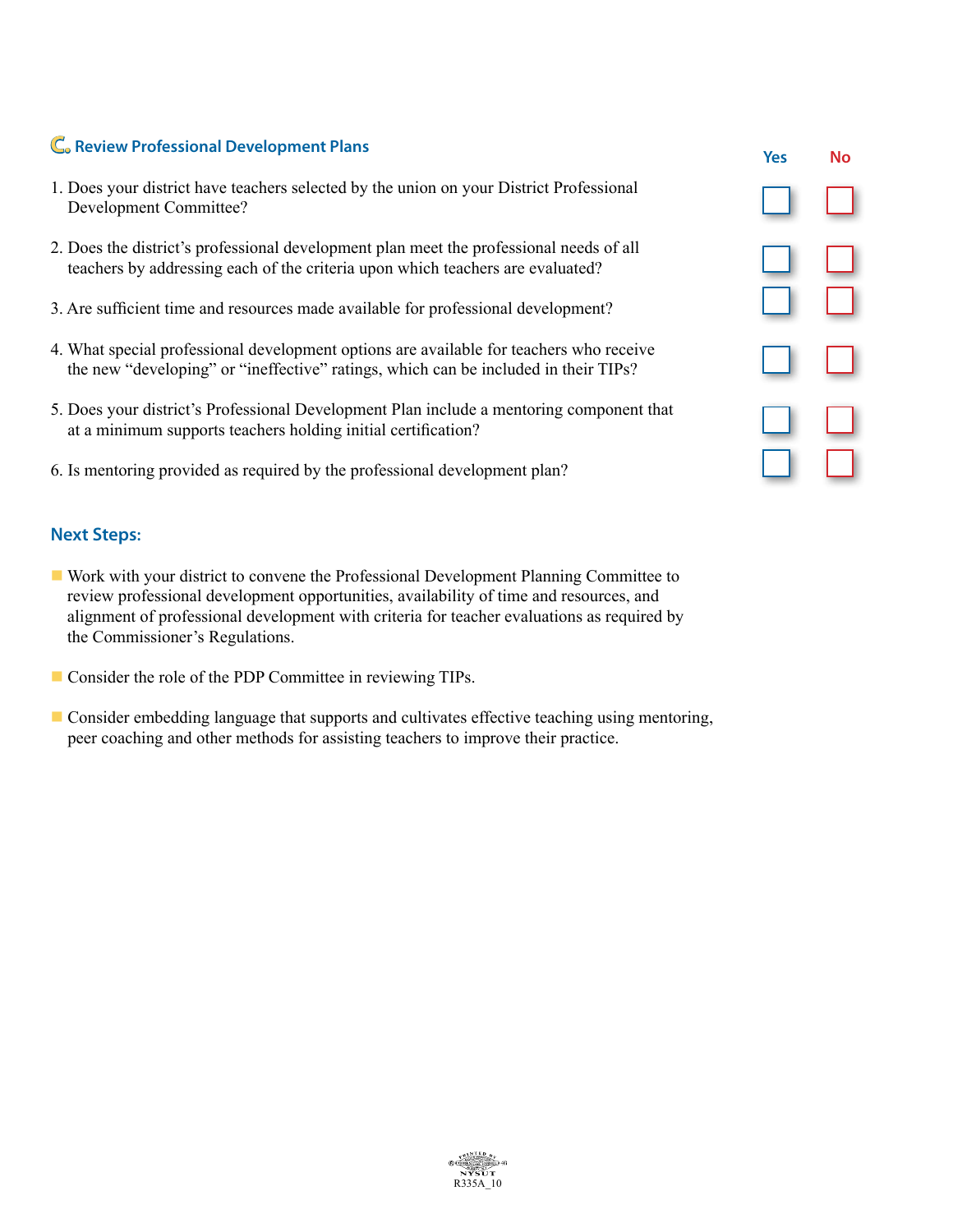## C. Review Professional Development Plans

| | Yes | No |
|---|---|---|
| 1. Does your district have teachers selected by the union on your District Professional Development Committee? | ☐ | ☐ |
| 2. Does the district's professional development plan meet the professional needs of all teachers by addressing each of the criteria upon which teachers are evaluated? | ☐ | ☐ |
| 3. Are sufficient time and resources made available for professional development? | ☐ | ☐ |
| 4. What special professional development options are available for teachers who receive the new "developing" or "ineffective" ratings, which can be included in their TIPs? | ☐ | ☐ |
| 5. Does your district's Professional Development Plan include a mentoring component that at a minimum supports teachers holding initial certification? | ☐ | ☐ |
| 6. Is mentoring provided as required by the professional development plan? | ☐ | ☐ |

### Next Steps:

- Work with your district to convene the Professional Development Planning Committee to review professional development opportunities, availability of time and resources, and alignment of professional development with criteria for teacher evaluations as required by the Commissioner's Regulations.
- Consider the role of the PDP Committee in reviewing TIPs.
- Consider embedding language that supports and cultivates effective teaching using mentoring, peer coaching and other methods for assisting teachers to improve their practice.

R335A_10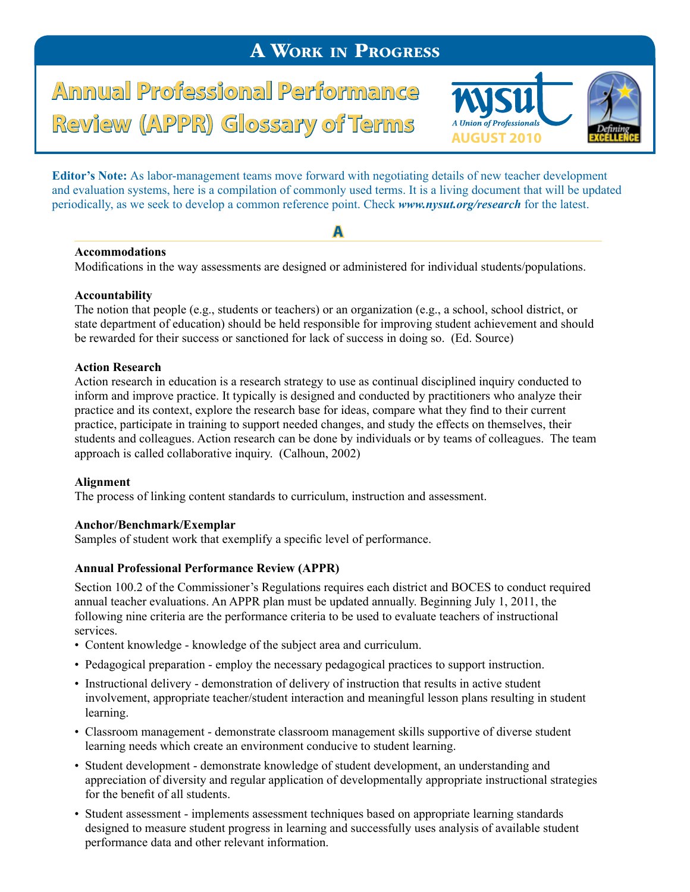# A Work in Progress

# Annual Professional Performance Review (APPR) Glossary of Terms

NYSUT — A Union of Professionals

AUGUST 2010

Defining EXCELLENCE

**Editor's Note:** As labor-management teams move forward with negotiating details of new teacher development and evaluation systems, here is a compilation of commonly used terms. It is a living document that will be updated periodically, as we seek to develop a common reference point. Check ***www.nysut.org/research*** for the latest.

## A

**Accommodations**
Modifications in the way assessments are designed or administered for individual students/populations.

**Accountability**
The notion that people (e.g., students or teachers) or an organization (e.g., a school, school district, or state department of education) should be held responsible for improving student achievement and should be rewarded for their success or sanctioned for lack of success in doing so. (Ed. Source)

**Action Research**
Action research in education is a research strategy to use as continual disciplined inquiry conducted to inform and improve practice. It typically is designed and conducted by practitioners who analyze their practice and its context, explore the research base for ideas, compare what they find to their current practice, participate in training to support needed changes, and study the effects on themselves, their students and colleagues. Action research can be done by individuals or by teams of colleagues. The team approach is called collaborative inquiry. (Calhoun, 2002)

**Alignment**
The process of linking content standards to curriculum, instruction and assessment.

**Anchor/Benchmark/Exemplar**
Samples of student work that exemplify a specific level of performance.

**Annual Professional Performance Review (APPR)**
Section 100.2 of the Commissioner's Regulations requires each district and BOCES to conduct required annual teacher evaluations. An APPR plan must be updated annually. Beginning July 1, 2011, the following nine criteria are the performance criteria to be used to evaluate teachers of instructional services.

- Content knowledge - knowledge of the subject area and curriculum.
- Pedagogical preparation - employ the necessary pedagogical practices to support instruction.
- Instructional delivery - demonstration of delivery of instruction that results in active student involvement, appropriate teacher/student interaction and meaningful lesson plans resulting in student learning.
- Classroom management - demonstrate classroom management skills supportive of diverse student learning needs which create an environment conducive to student learning.
- Student development - demonstrate knowledge of student development, an understanding and appreciation of diversity and regular application of developmentally appropriate instructional strategies for the benefit of all students.
- Student assessment - implements assessment techniques based on appropriate learning standards designed to measure student progress in learning and successfully uses analysis of available student performance data and other relevant information.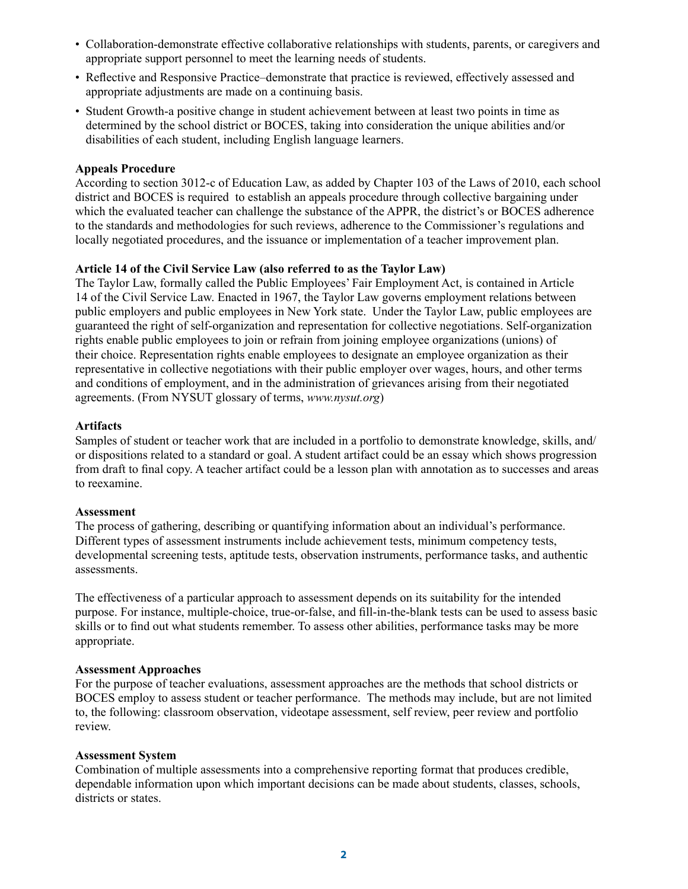- Collaboration-demonstrate effective collaborative relationships with students, parents, or caregivers and appropriate support personnel to meet the learning needs of students.
- Reflective and Responsive Practice–demonstrate that practice is reviewed, effectively assessed and appropriate adjustments are made on a continuing basis.
- Student Growth-a positive change in student achievement between at least two points in time as determined by the school district or BOCES, taking into consideration the unique abilities and/or disabilities of each student, including English language learners.

**Appeals Procedure**
According to section 3012-c of Education Law, as added by Chapter 103 of the Laws of 2010, each school district and BOCES is required to establish an appeals procedure through collective bargaining under which the evaluated teacher can challenge the substance of the APPR, the district's or BOCES adherence to the standards and methodologies for such reviews, adherence to the Commissioner's regulations and locally negotiated procedures, and the issuance or implementation of a teacher improvement plan.

**Article 14 of the Civil Service Law (also referred to as the Taylor Law)**
The Taylor Law, formally called the Public Employees' Fair Employment Act, is contained in Article 14 of the Civil Service Law. Enacted in 1967, the Taylor Law governs employment relations between public employers and public employees in New York state. Under the Taylor Law, public employees are guaranteed the right of self-organization and representation for collective negotiations. Self-organization rights enable public employees to join or refrain from joining employee organizations (unions) of their choice. Representation rights enable employees to designate an employee organization as their representative in collective negotiations with their public employer over wages, hours, and other terms and conditions of employment, and in the administration of grievances arising from their negotiated agreements. (From NYSUT glossary of terms, *www.nysut.org*)

**Artifacts**
Samples of student or teacher work that are included in a portfolio to demonstrate knowledge, skills, and/or dispositions related to a standard or goal. A student artifact could be an essay which shows progression from draft to final copy. A teacher artifact could be a lesson plan with annotation as to successes and areas to reexamine.

**Assessment**
The process of gathering, describing or quantifying information about an individual's performance. Different types of assessment instruments include achievement tests, minimum competency tests, developmental screening tests, aptitude tests, observation instruments, performance tasks, and authentic assessments.

The effectiveness of a particular approach to assessment depends on its suitability for the intended purpose. For instance, multiple-choice, true-or-false, and fill-in-the-blank tests can be used to assess basic skills or to find out what students remember. To assess other abilities, performance tasks may be more appropriate.

**Assessment Approaches**
For the purpose of teacher evaluations, assessment approaches are the methods that school districts or BOCES employ to assess student or teacher performance. The methods may include, but are not limited to, the following: classroom observation, videotape assessment, self review, peer review and portfolio review.

**Assessment System**
Combination of multiple assessments into a comprehensive reporting format that produces credible, dependable information upon which important decisions can be made about students, classes, schools, districts or states.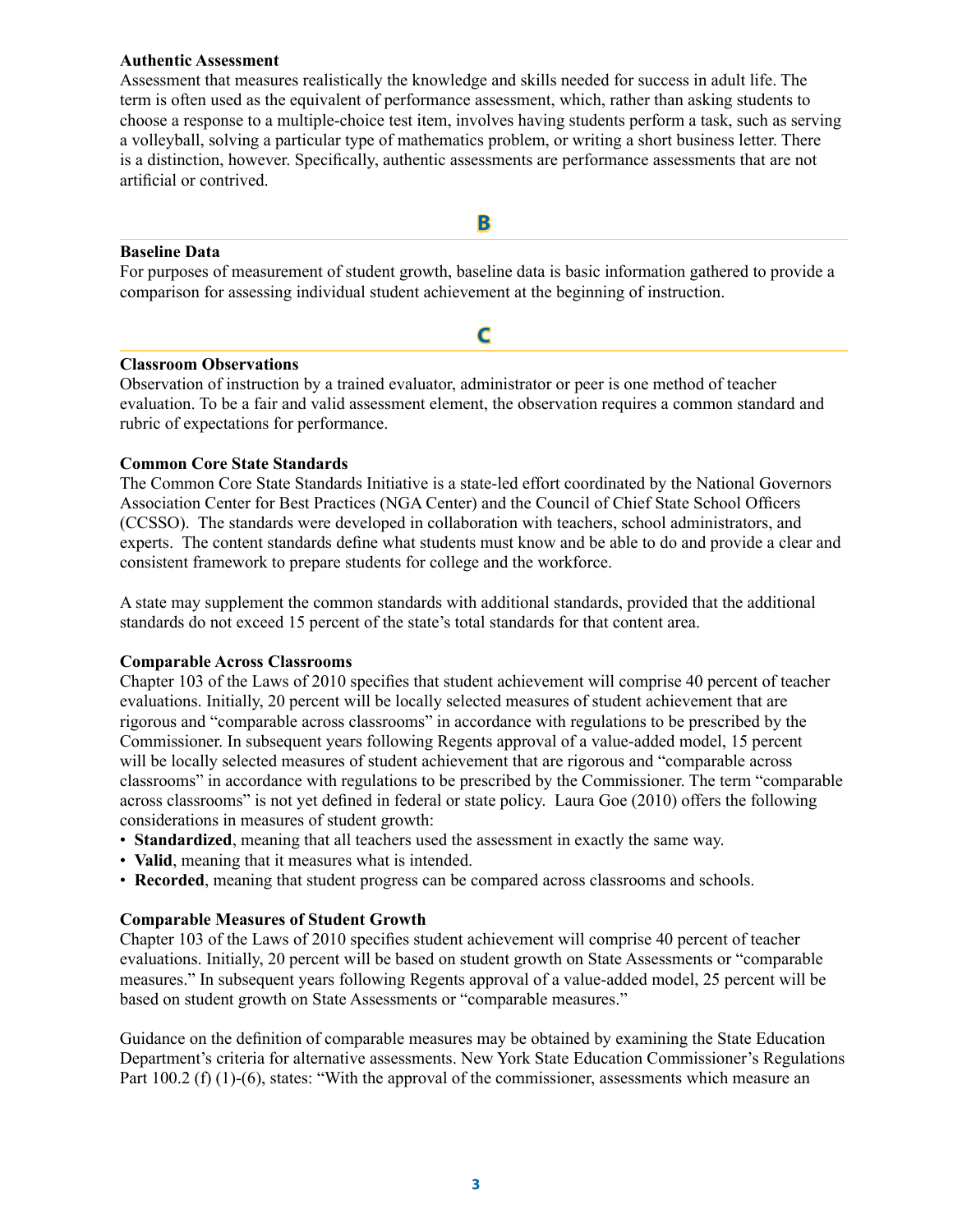**Authentic Assessment**

Assessment that measures realistically the knowledge and skills needed for success in adult life. The term is often used as the equivalent of performance assessment, which, rather than asking students to choose a response to a multiple-choice test item, involves having students perform a task, such as serving a volleyball, solving a particular type of mathematics problem, or writing a short business letter. There is a distinction, however. Specifically, authentic assessments are performance assessments that are not artificial or contrived.

## B

**Baseline Data**

For purposes of measurement of student growth, baseline data is basic information gathered to provide a comparison for assessing individual student achievement at the beginning of instruction.

## C

**Classroom Observations**

Observation of instruction by a trained evaluator, administrator or peer is one method of teacher evaluation. To be a fair and valid assessment element, the observation requires a common standard and rubric of expectations for performance.

**Common Core State Standards**

The Common Core State Standards Initiative is a state-led effort coordinated by the National Governors Association Center for Best Practices (NGA Center) and the Council of Chief State School Officers (CCSSO). The standards were developed in collaboration with teachers, school administrators, and experts. The content standards define what students must know and be able to do and provide a clear and consistent framework to prepare students for college and the workforce.

A state may supplement the common standards with additional standards, provided that the additional standards do not exceed 15 percent of the state's total standards for that content area.

**Comparable Across Classrooms**

Chapter 103 of the Laws of 2010 specifies that student achievement will comprise 40 percent of teacher evaluations. Initially, 20 percent will be locally selected measures of student achievement that are rigorous and "comparable across classrooms" in accordance with regulations to be prescribed by the Commissioner. In subsequent years following Regents approval of a value-added model, 15 percent will be locally selected measures of student achievement that are rigorous and "comparable across classrooms" in accordance with regulations to be prescribed by the Commissioner. The term "comparable across classrooms" is not yet defined in federal or state policy. Laura Goe (2010) offers the following considerations in measures of student growth:

- **Standardized**, meaning that all teachers used the assessment in exactly the same way.
- **Valid**, meaning that it measures what is intended.
- **Recorded**, meaning that student progress can be compared across classrooms and schools.

**Comparable Measures of Student Growth**

Chapter 103 of the Laws of 2010 specifies student achievement will comprise 40 percent of teacher evaluations. Initially, 20 percent will be based on student growth on State Assessments or "comparable measures." In subsequent years following Regents approval of a value-added model, 25 percent will be based on student growth on State Assessments or "comparable measures."

Guidance on the definition of comparable measures may be obtained by examining the State Education Department's criteria for alternative assessments. New York State Education Commissioner's Regulations Part 100.2 (f) (1)-(6), states: "With the approval of the commissioner, assessments which measure an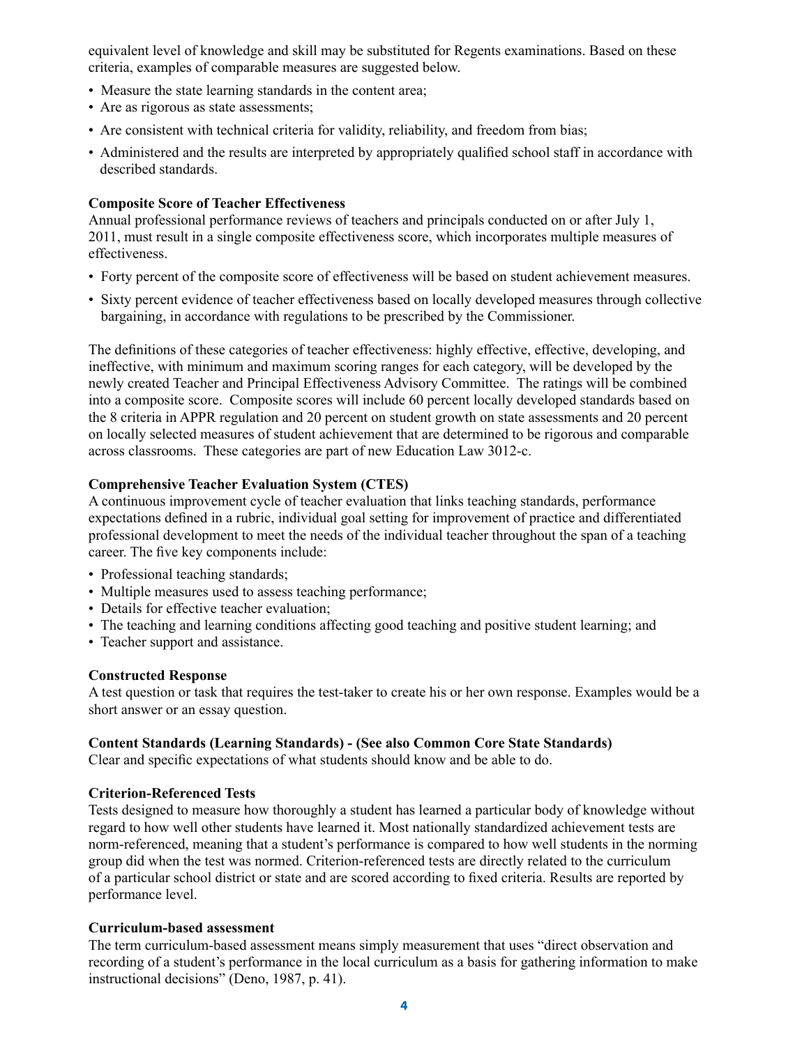equivalent level of knowledge and skill may be substituted for Regents examinations. Based on these criteria, examples of comparable measures are suggested below.

- Measure the state learning standards in the content area;
- Are as rigorous as state assessments;
- Are consistent with technical criteria for validity, reliability, and freedom from bias;
- Administered and the results are interpreted by appropriately qualified school staff in accordance with described standards.

**Composite Score of Teacher Effectiveness**
Annual professional performance reviews of teachers and principals conducted on or after July 1, 2011, must result in a single composite effectiveness score, which incorporates multiple measures of effectiveness.

- Forty percent of the composite score of effectiveness will be based on student achievement measures.
- Sixty percent evidence of teacher effectiveness based on locally developed measures through collective bargaining, in accordance with regulations to be prescribed by the Commissioner.

The definitions of these categories of teacher effectiveness: highly effective, effective, developing, and ineffective, with minimum and maximum scoring ranges for each category, will be developed by the newly created Teacher and Principal Effectiveness Advisory Committee. The ratings will be combined into a composite score. Composite scores will include 60 percent locally developed standards based on the 8 criteria in APPR regulation and 20 percent on student growth on state assessments and 20 percent on locally selected measures of student achievement that are determined to be rigorous and comparable across classrooms. These categories are part of new Education Law 3012-c.

**Comprehensive Teacher Evaluation System (CTES)**
A continuous improvement cycle of teacher evaluation that links teaching standards, performance expectations defined in a rubric, individual goal setting for improvement of practice and differentiated professional development to meet the needs of the individual teacher throughout the span of a teaching career. The five key components include:

- Professional teaching standards;
- Multiple measures used to assess teaching performance;
- Details for effective teacher evaluation;
- The teaching and learning conditions affecting good teaching and positive student learning; and
- Teacher support and assistance.

**Constructed Response**
A test question or task that requires the test-taker to create his or her own response. Examples would be a short answer or an essay question.

**Content Standards (Learning Standards) - (See also Common Core State Standards)**
Clear and specific expectations of what students should know and be able to do.

**Criterion-Referenced Tests**
Tests designed to measure how thoroughly a student has learned a particular body of knowledge without regard to how well other students have learned it. Most nationally standardized achievement tests are norm-referenced, meaning that a student's performance is compared to how well students in the norming group did when the test was normed. Criterion-referenced tests are directly related to the curriculum of a particular school district or state and are scored according to fixed criteria. Results are reported by performance level.

**Curriculum-based assessment**
The term curriculum-based assessment means simply measurement that uses "direct observation and recording of a student's performance in the local curriculum as a basis for gathering information to make instructional decisions" (Deno, 1987, p. 41).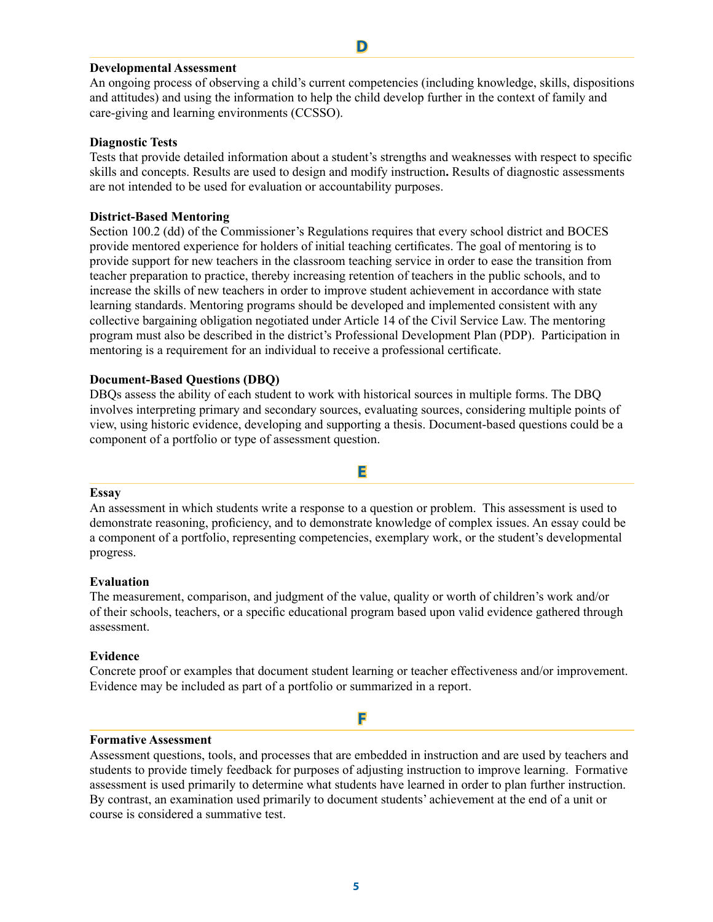## D

### Developmental Assessment

An ongoing process of observing a child's current competencies (including knowledge, skills, dispositions and attitudes) and using the information to help the child develop further in the context of family and care-giving and learning environments (CCSSO).

### Diagnostic Tests

Tests that provide detailed information about a student's strengths and weaknesses with respect to specific skills and concepts. Results are used to design and modify instruction**.** Results of diagnostic assessments are not intended to be used for evaluation or accountability purposes.

### District-Based Mentoring

Section 100.2 (dd) of the Commissioner's Regulations requires that every school district and BOCES provide mentored experience for holders of initial teaching certificates. The goal of mentoring is to provide support for new teachers in the classroom teaching service in order to ease the transition from teacher preparation to practice, thereby increasing retention of teachers in the public schools, and to increase the skills of new teachers in order to improve student achievement in accordance with state learning standards. Mentoring programs should be developed and implemented consistent with any collective bargaining obligation negotiated under Article 14 of the Civil Service Law. The mentoring program must also be described in the district's Professional Development Plan (PDP). Participation in mentoring is a requirement for an individual to receive a professional certificate.

### Document-Based Questions (DBQ)

DBQs assess the ability of each student to work with historical sources in multiple forms. The DBQ involves interpreting primary and secondary sources, evaluating sources, considering multiple points of view, using historic evidence, developing and supporting a thesis. Document-based questions could be a component of a portfolio or type of assessment question.

## E

### Essay

An assessment in which students write a response to a question or problem. This assessment is used to demonstrate reasoning, proficiency, and to demonstrate knowledge of complex issues. An essay could be a component of a portfolio, representing competencies, exemplary work, or the student's developmental progress.

### Evaluation

The measurement, comparison, and judgment of the value, quality or worth of children's work and/or of their schools, teachers, or a specific educational program based upon valid evidence gathered through assessment.

### Evidence

Concrete proof or examples that document student learning or teacher effectiveness and/or improvement. Evidence may be included as part of a portfolio or summarized in a report.

## F

### Formative Assessment

Assessment questions, tools, and processes that are embedded in instruction and are used by teachers and students to provide timely feedback for purposes of adjusting instruction to improve learning. Formative assessment is used primarily to determine what students have learned in order to plan further instruction. By contrast, an examination used primarily to document students' achievement at the end of a unit or course is considered a summative test.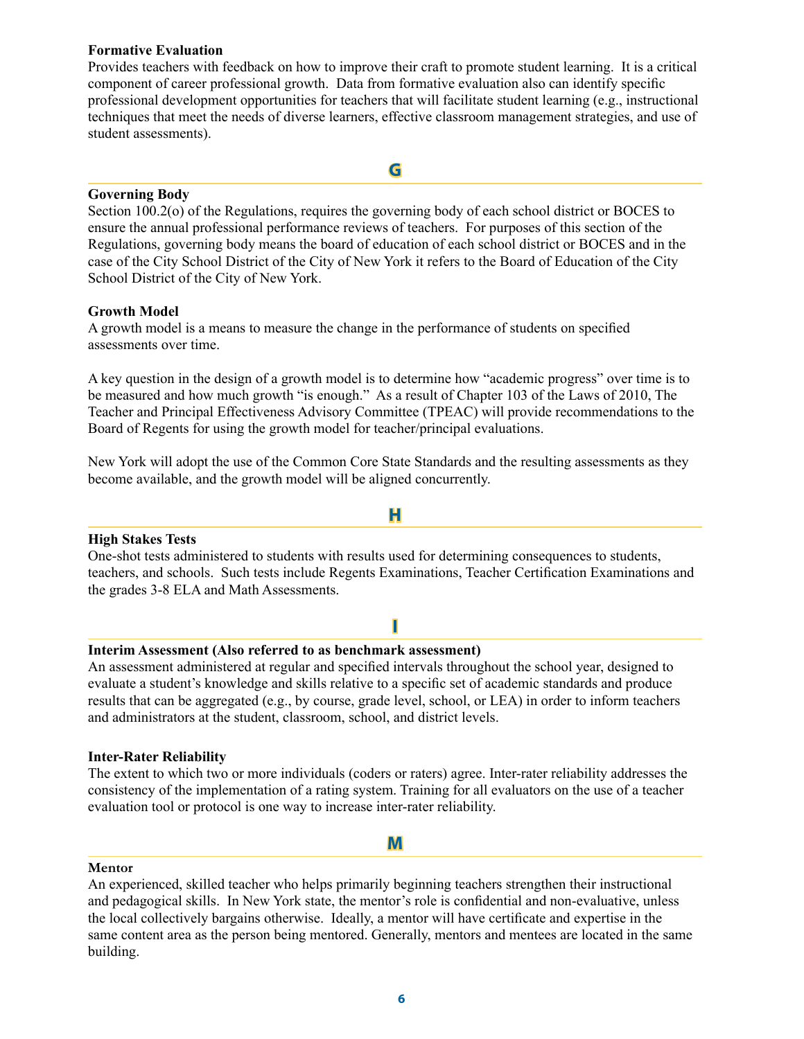**Formative Evaluation**

Provides teachers with feedback on how to improve their craft to promote student learning. It is a critical component of career professional growth. Data from formative evaluation also can identify specific professional development opportunities for teachers that will facilitate student learning (e.g., instructional techniques that meet the needs of diverse learners, effective classroom management strategies, and use of student assessments).

## G

**Governing Body**

Section 100.2(o) of the Regulations, requires the governing body of each school district or BOCES to ensure the annual professional performance reviews of teachers. For purposes of this section of the Regulations, governing body means the board of education of each school district or BOCES and in the case of the City School District of the City of New York it refers to the Board of Education of the City School District of the City of New York.

**Growth Model**

A growth model is a means to measure the change in the performance of students on specified assessments over time.

A key question in the design of a growth model is to determine how "academic progress" over time is to be measured and how much growth "is enough." As a result of Chapter 103 of the Laws of 2010, The Teacher and Principal Effectiveness Advisory Committee (TPEAC) will provide recommendations to the Board of Regents for using the growth model for teacher/principal evaluations.

New York will adopt the use of the Common Core State Standards and the resulting assessments as they become available, and the growth model will be aligned concurrently.

## H

**High Stakes Tests**

One-shot tests administered to students with results used for determining consequences to students, teachers, and schools. Such tests include Regents Examinations, Teacher Certification Examinations and the grades 3-8 ELA and Math Assessments.

## I

**Interim Assessment (Also referred to as benchmark assessment)**

An assessment administered at regular and specified intervals throughout the school year, designed to evaluate a student's knowledge and skills relative to a specific set of academic standards and produce results that can be aggregated (e.g., by course, grade level, school, or LEA) in order to inform teachers and administrators at the student, classroom, school, and district levels.

**Inter-Rater Reliability**

The extent to which two or more individuals (coders or raters) agree. Inter-rater reliability addresses the consistency of the implementation of a rating system. Training for all evaluators on the use of a teacher evaluation tool or protocol is one way to increase inter-rater reliability.

## M

**Mentor**

An experienced, skilled teacher who helps primarily beginning teachers strengthen their instructional and pedagogical skills. In New York state, the mentor's role is confidential and non-evaluative, unless the local collectively bargains otherwise. Ideally, a mentor will have certificate and expertise in the same content area as the person being mentored. Generally, mentors and mentees are located in the same building.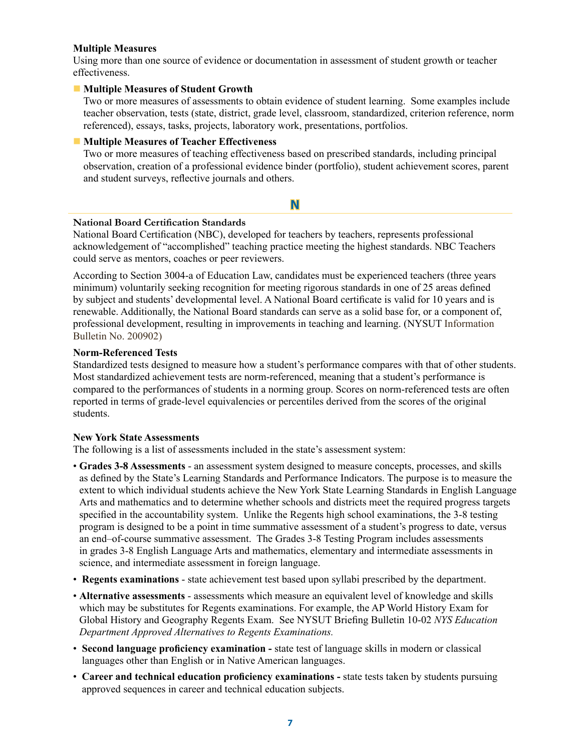### Multiple Measures

Using more than one source of evidence or documentation in assessment of student growth or teacher effectiveness.

- **Multiple Measures of Student Growth**
  Two or more measures of assessments to obtain evidence of student learning. Some examples include teacher observation, tests (state, district, grade level, classroom, standardized, criterion reference, norm referenced), essays, tasks, projects, laboratory work, presentations, portfolios.

- **Multiple Measures of Teacher Effectiveness**
  Two or more measures of teaching effectiveness based on prescribed standards, including principal observation, creation of a professional evidence binder (portfolio), student achievement scores, parent and student surveys, reflective journals and others.

## N

### National Board Certification Standards

National Board Certification (NBC), developed for teachers by teachers, represents professional acknowledgement of "accomplished" teaching practice meeting the highest standards. NBC Teachers could serve as mentors, coaches or peer reviewers.

According to Section 3004-a of Education Law, candidates must be experienced teachers (three years minimum) voluntarily seeking recognition for meeting rigorous standards in one of 25 areas defined by subject and students' developmental level. A National Board certificate is valid for 10 years and is renewable. Additionally, the National Board standards can serve as a solid base for, or a component of, professional development, resulting in improvements in teaching and learning. (NYSUT Information Bulletin No. 200902)

### Norm-Referenced Tests

Standardized tests designed to measure how a student's performance compares with that of other students. Most standardized achievement tests are norm-referenced, meaning that a student's performance is compared to the performances of students in a norming group. Scores on norm-referenced tests are often reported in terms of grade-level equivalencies or percentiles derived from the scores of the original students.

### New York State Assessments

The following is a list of assessments included in the state's assessment system:

- **Grades 3-8 Assessments** - an assessment system designed to measure concepts, processes, and skills as defined by the State's Learning Standards and Performance Indicators. The purpose is to measure the extent to which individual students achieve the New York State Learning Standards in English Language Arts and mathematics and to determine whether schools and districts meet the required progress targets specified in the accountability system. Unlike the Regents high school examinations, the 3-8 testing program is designed to be a point in time summative assessment of a student's progress to date, versus an end–of-course summative assessment. The Grades 3-8 Testing Program includes assessments in grades 3-8 English Language Arts and mathematics, elementary and intermediate assessments in science, and intermediate assessment in foreign language.
- **Regents examinations** - state achievement test based upon syllabi prescribed by the department.
- **Alternative assessments** - assessments which measure an equivalent level of knowledge and skills which may be substitutes for Regents examinations. For example, the AP World History Exam for Global History and Geography Regents Exam. See NYSUT Briefing Bulletin 10-02 *NYS Education Department Approved Alternatives to Regents Examinations.*
- **Second language proficiency examination -** state test of language skills in modern or classical languages other than English or in Native American languages.
- **Career and technical education proficiency examinations -** state tests taken by students pursuing approved sequences in career and technical education subjects.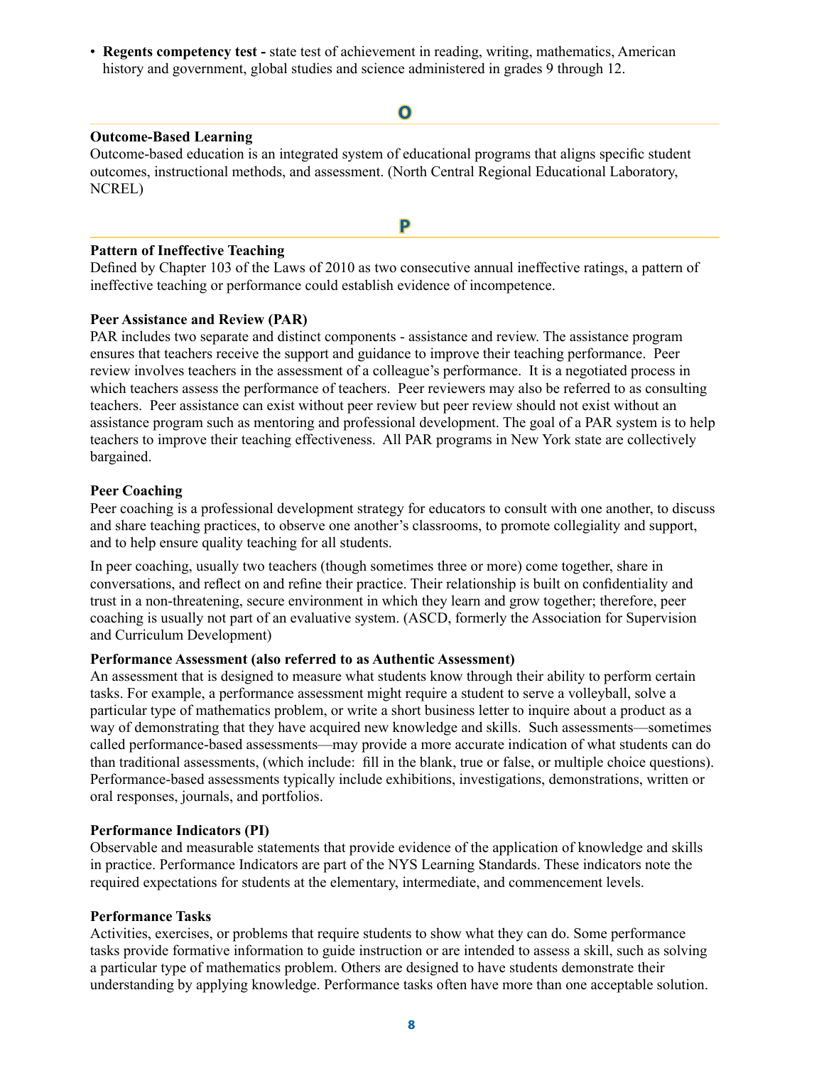- **Regents competency test -** state test of achievement in reading, writing, mathematics, American history and government, global studies and science administered in grades 9 through 12.

## O

**Outcome-Based Learning**
Outcome-based education is an integrated system of educational programs that aligns specific student outcomes, instructional methods, and assessment. (North Central Regional Educational Laboratory, NCREL)

## P

**Pattern of Ineffective Teaching**
Defined by Chapter 103 of the Laws of 2010 as two consecutive annual ineffective ratings, a pattern of ineffective teaching or performance could establish evidence of incompetence.

**Peer Assistance and Review (PAR)**
PAR includes two separate and distinct components - assistance and review. The assistance program ensures that teachers receive the support and guidance to improve their teaching performance. Peer review involves teachers in the assessment of a colleague's performance. It is a negotiated process in which teachers assess the performance of teachers. Peer reviewers may also be referred to as consulting teachers. Peer assistance can exist without peer review but peer review should not exist without an assistance program such as mentoring and professional development. The goal of a PAR system is to help teachers to improve their teaching effectiveness. All PAR programs in New York state are collectively bargained.

**Peer Coaching**
Peer coaching is a professional development strategy for educators to consult with one another, to discuss and share teaching practices, to observe one another's classrooms, to promote collegiality and support, and to help ensure quality teaching for all students.

In peer coaching, usually two teachers (though sometimes three or more) come together, share in conversations, and reflect on and refine their practice. Their relationship is built on confidentiality and trust in a non-threatening, secure environment in which they learn and grow together; therefore, peer coaching is usually not part of an evaluative system. (ASCD, formerly the Association for Supervision and Curriculum Development)

**Performance Assessment (also referred to as Authentic Assessment)**
An assessment that is designed to measure what students know through their ability to perform certain tasks. For example, a performance assessment might require a student to serve a volleyball, solve a particular type of mathematics problem, or write a short business letter to inquire about a product as a way of demonstrating that they have acquired new knowledge and skills. Such assessments—sometimes called performance-based assessments—may provide a more accurate indication of what students can do than traditional assessments, (which include: fill in the blank, true or false, or multiple choice questions). Performance-based assessments typically include exhibitions, investigations, demonstrations, written or oral responses, journals, and portfolios.

**Performance Indicators (PI)**
Observable and measurable statements that provide evidence of the application of knowledge and skills in practice. Performance Indicators are part of the NYS Learning Standards. These indicators note the required expectations for students at the elementary, intermediate, and commencement levels.

**Performance Tasks**
Activities, exercises, or problems that require students to show what they can do. Some performance tasks provide formative information to guide instruction or are intended to assess a skill, such as solving a particular type of mathematics problem. Others are designed to have students demonstrate their understanding by applying knowledge. Performance tasks often have more than one acceptable solution.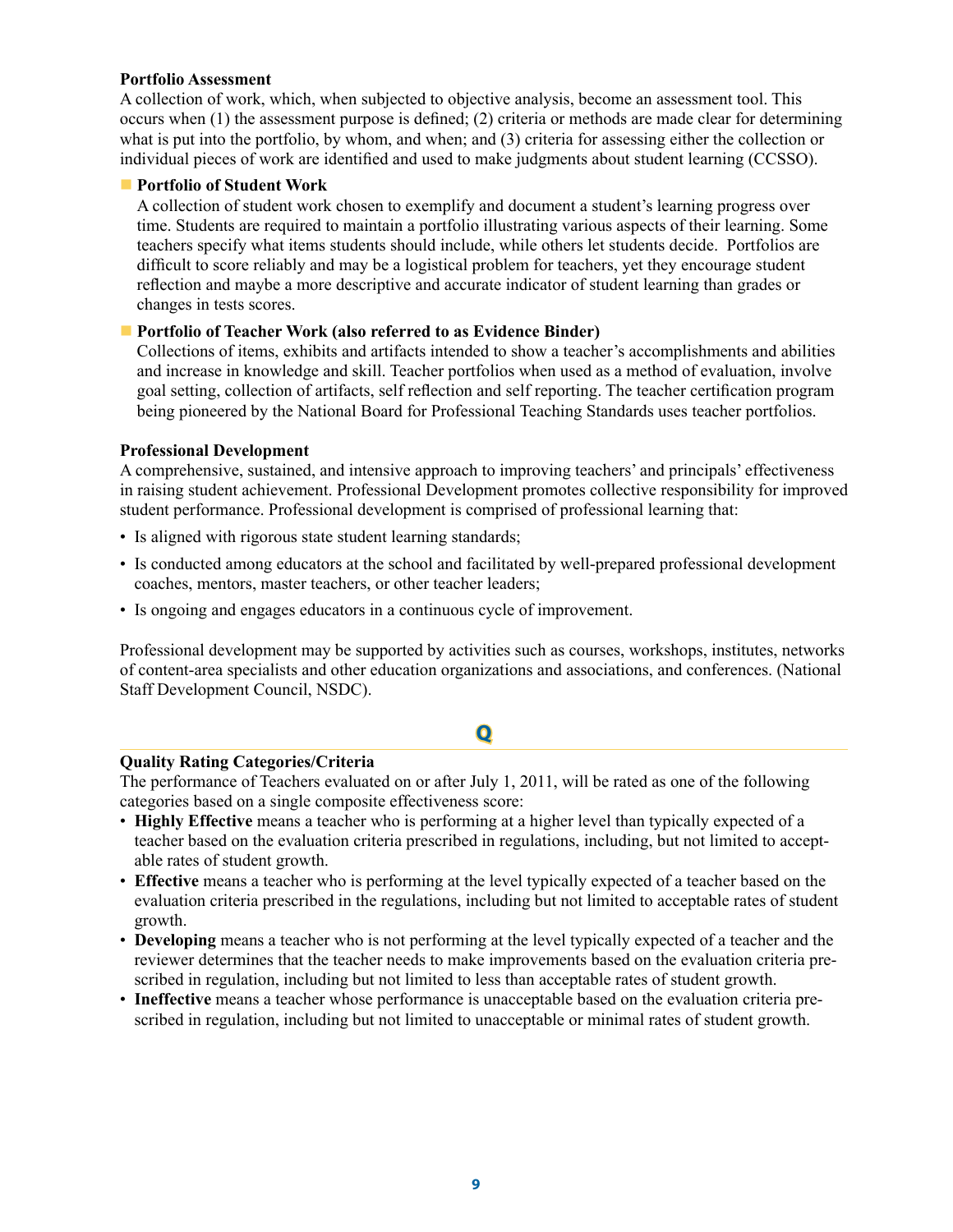**Portfolio Assessment**
A collection of work, which, when subjected to objective analysis, become an assessment tool. This occurs when (1) the assessment purpose is defined; (2) criteria or methods are made clear for determining what is put into the portfolio, by whom, and when; and (3) criteria for assessing either the collection or individual pieces of work are identified and used to make judgments about student learning (CCSSO).

- **Portfolio of Student Work**
  A collection of student work chosen to exemplify and document a student's learning progress over time. Students are required to maintain a portfolio illustrating various aspects of their learning. Some teachers specify what items students should include, while others let students decide. Portfolios are difficult to score reliably and may be a logistical problem for teachers, yet they encourage student reflection and maybe a more descriptive and accurate indicator of student learning than grades or changes in tests scores.

- **Portfolio of Teacher Work (also referred to as Evidence Binder)**
  Collections of items, exhibits and artifacts intended to show a teacher's accomplishments and abilities and increase in knowledge and skill. Teacher portfolios when used as a method of evaluation, involve goal setting, collection of artifacts, self reflection and self reporting. The teacher certification program being pioneered by the National Board for Professional Teaching Standards uses teacher portfolios.

**Professional Development**
A comprehensive, sustained, and intensive approach to improving teachers' and principals' effectiveness in raising student achievement. Professional Development promotes collective responsibility for improved student performance. Professional development is comprised of professional learning that:

- Is aligned with rigorous state student learning standards;
- Is conducted among educators at the school and facilitated by well-prepared professional development coaches, mentors, master teachers, or other teacher leaders;
- Is ongoing and engages educators in a continuous cycle of improvement.

Professional development may be supported by activities such as courses, workshops, institutes, networks of content-area specialists and other education organizations and associations, and conferences. (National Staff Development Council, NSDC).

## Q

**Quality Rating Categories/Criteria**
The performance of Teachers evaluated on or after July 1, 2011, will be rated as one of the following categories based on a single composite effectiveness score:

- **Highly Effective** means a teacher who is performing at a higher level than typically expected of a teacher based on the evaluation criteria prescribed in regulations, including, but not limited to acceptable rates of student growth.
- **Effective** means a teacher who is performing at the level typically expected of a teacher based on the evaluation criteria prescribed in the regulations, including but not limited to acceptable rates of student growth.
- **Developing** means a teacher who is not performing at the level typically expected of a teacher and the reviewer determines that the teacher needs to make improvements based on the evaluation criteria prescribed in regulation, including but not limited to less than acceptable rates of student growth.
- **Ineffective** means a teacher whose performance is unacceptable based on the evaluation criteria prescribed in regulation, including but not limited to unacceptable or minimal rates of student growth.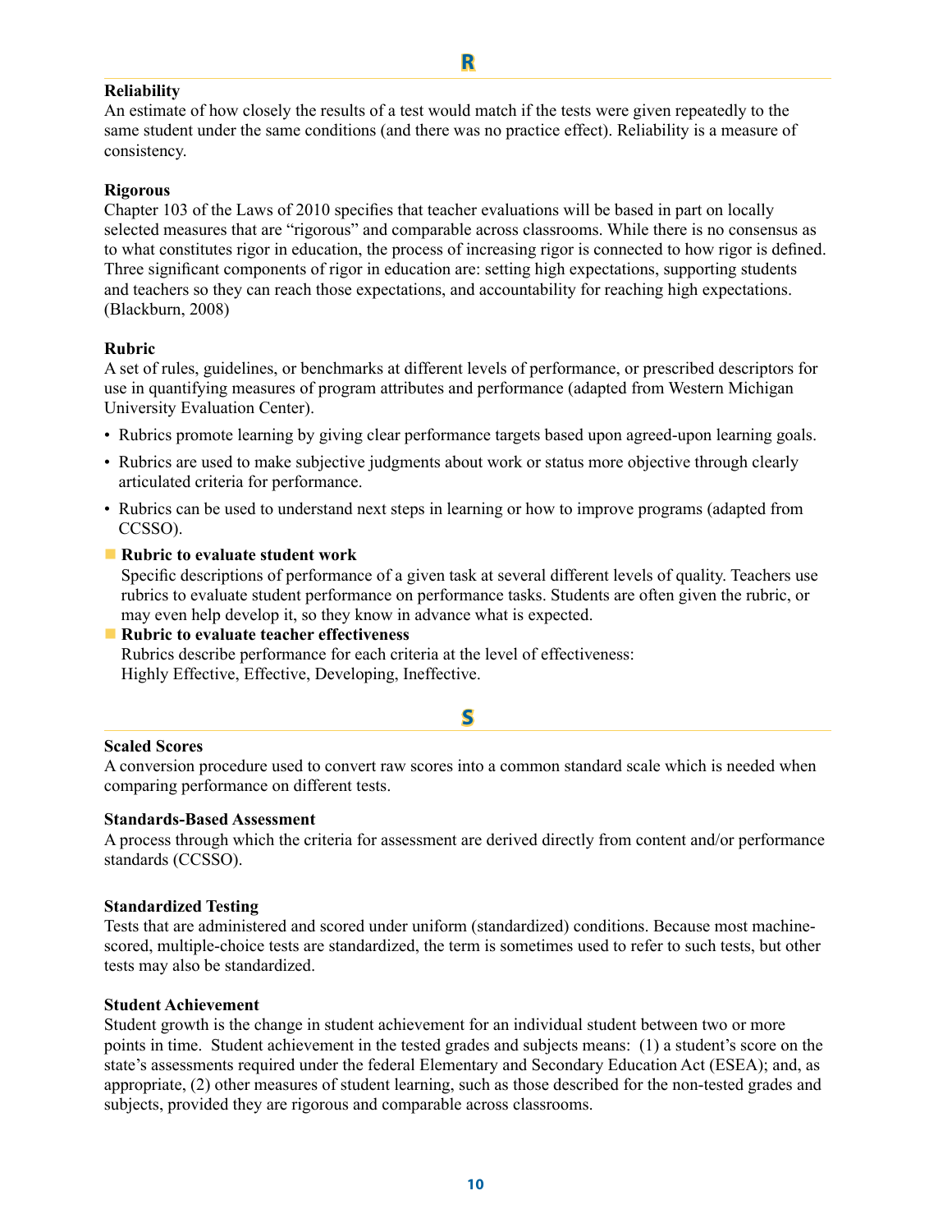## R

**Reliability**
An estimate of how closely the results of a test would match if the tests were given repeatedly to the same student under the same conditions (and there was no practice effect). Reliability is a measure of consistency.

**Rigorous**
Chapter 103 of the Laws of 2010 specifies that teacher evaluations will be based in part on locally selected measures that are "rigorous" and comparable across classrooms. While there is no consensus as to what constitutes rigor in education, the process of increasing rigor is connected to how rigor is defined. Three significant components of rigor in education are: setting high expectations, supporting students and teachers so they can reach those expectations, and accountability for reaching high expectations. (Blackburn, 2008)

**Rubric**
A set of rules, guidelines, or benchmarks at different levels of performance, or prescribed descriptors for use in quantifying measures of program attributes and performance (adapted from Western Michigan University Evaluation Center).

- Rubrics promote learning by giving clear performance targets based upon agreed-upon learning goals.
- Rubrics are used to make subjective judgments about work or status more objective through clearly articulated criteria for performance.
- Rubrics can be used to understand next steps in learning or how to improve programs (adapted from CCSSO).

- **Rubric to evaluate student work**
  Specific descriptions of performance of a given task at several different levels of quality. Teachers use rubrics to evaluate student performance on performance tasks. Students are often given the rubric, or may even help develop it, so they know in advance what is expected.
- **Rubric to evaluate teacher effectiveness**
  Rubrics describe performance for each criteria at the level of effectiveness:
  Highly Effective, Effective, Developing, Ineffective.

## S

**Scaled Scores**
A conversion procedure used to convert raw scores into a common standard scale which is needed when comparing performance on different tests.

**Standards-Based Assessment**
A process through which the criteria for assessment are derived directly from content and/or performance standards (CCSSO).

**Standardized Testing**
Tests that are administered and scored under uniform (standardized) conditions. Because most machine-scored, multiple-choice tests are standardized, the term is sometimes used to refer to such tests, but other tests may also be standardized.

**Student Achievement**
Student growth is the change in student achievement for an individual student between two or more points in time. Student achievement in the tested grades and subjects means: (1) a student's score on the state's assessments required under the federal Elementary and Secondary Education Act (ESEA); and, as appropriate, (2) other measures of student learning, such as those described for the non-tested grades and subjects, provided they are rigorous and comparable across classrooms.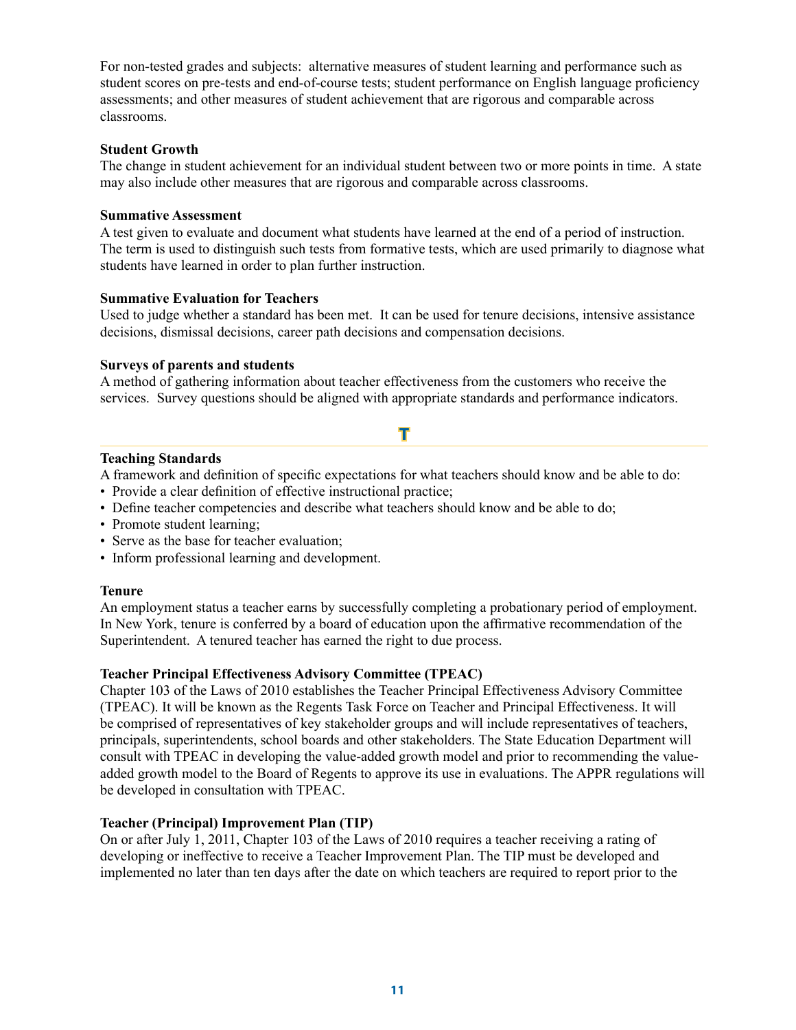For non-tested grades and subjects: alternative measures of student learning and performance such as student scores on pre-tests and end-of-course tests; student performance on English language proficiency assessments; and other measures of student achievement that are rigorous and comparable across classrooms.

**Student Growth**
The change in student achievement for an individual student between two or more points in time. A state may also include other measures that are rigorous and comparable across classrooms.

**Summative Assessment**
A test given to evaluate and document what students have learned at the end of a period of instruction. The term is used to distinguish such tests from formative tests, which are used primarily to diagnose what students have learned in order to plan further instruction.

**Summative Evaluation for Teachers**
Used to judge whether a standard has been met. It can be used for tenure decisions, intensive assistance decisions, dismissal decisions, career path decisions and compensation decisions.

**Surveys of parents and students**
A method of gathering information about teacher effectiveness from the customers who receive the services. Survey questions should be aligned with appropriate standards and performance indicators.

## T

**Teaching Standards**
A framework and definition of specific expectations for what teachers should know and be able to do:

- Provide a clear definition of effective instructional practice;
- Define teacher competencies and describe what teachers should know and be able to do;
- Promote student learning;
- Serve as the base for teacher evaluation;
- Inform professional learning and development.

**Tenure**
An employment status a teacher earns by successfully completing a probationary period of employment. In New York, tenure is conferred by a board of education upon the affirmative recommendation of the Superintendent. A tenured teacher has earned the right to due process.

**Teacher Principal Effectiveness Advisory Committee (TPEAC)**
Chapter 103 of the Laws of 2010 establishes the Teacher Principal Effectiveness Advisory Committee (TPEAC). It will be known as the Regents Task Force on Teacher and Principal Effectiveness. It will be comprised of representatives of key stakeholder groups and will include representatives of teachers, principals, superintendents, school boards and other stakeholders. The State Education Department will consult with TPEAC in developing the value-added growth model and prior to recommending the value-added growth model to the Board of Regents to approve its use in evaluations. The APPR regulations will be developed in consultation with TPEAC.

**Teacher (Principal) Improvement Plan (TIP)**
On or after July 1, 2011, Chapter 103 of the Laws of 2010 requires a teacher receiving a rating of developing or ineffective to receive a Teacher Improvement Plan. The TIP must be developed and implemented no later than ten days after the date on which teachers are required to report prior to the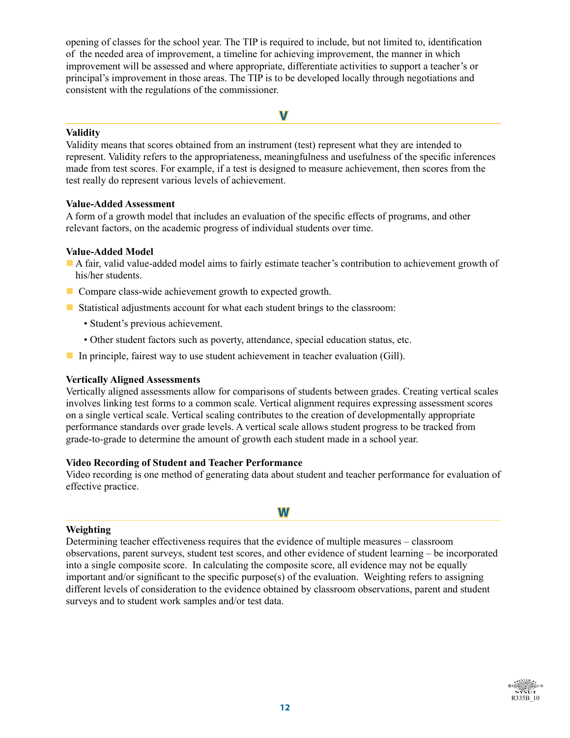opening of classes for the school year. The TIP is required to include, but not limited to, identification of the needed area of improvement, a timeline for achieving improvement, the manner in which improvement will be assessed and where appropriate, differentiate activities to support a teacher's or principal's improvement in those areas. The TIP is to be developed locally through negotiations and consistent with the regulations of the commissioner.

## V

**Validity**
Validity means that scores obtained from an instrument (test) represent what they are intended to represent. Validity refers to the appropriateness, meaningfulness and usefulness of the specific inferences made from test scores. For example, if a test is designed to measure achievement, then scores from the test really do represent various levels of achievement.

**Value-Added Assessment**
A form of a growth model that includes an evaluation of the specific effects of programs, and other relevant factors, on the academic progress of individual students over time.

**Value-Added Model**

- A fair, valid value-added model aims to fairly estimate teacher's contribution to achievement growth of his/her students.
- Compare class-wide achievement growth to expected growth.
- Statistical adjustments account for what each student brings to the classroom:
  - Student's previous achievement.
  - Other student factors such as poverty, attendance, special education status, etc.
- In principle, fairest way to use student achievement in teacher evaluation (Gill).

**Vertically Aligned Assessments**
Vertically aligned assessments allow for comparisons of students between grades. Creating vertical scales involves linking test forms to a common scale. Vertical alignment requires expressing assessment scores on a single vertical scale. Vertical scaling contributes to the creation of developmentally appropriate performance standards over grade levels. A vertical scale allows student progress to be tracked from grade-to-grade to determine the amount of growth each student made in a school year.

**Video Recording of Student and Teacher Performance**
Video recording is one method of generating data about student and teacher performance for evaluation of effective practice.

## W

**Weighting**
Determining teacher effectiveness requires that the evidence of multiple measures – classroom observations, parent surveys, student test scores, and other evidence of student learning – be incorporated into a single composite score. In calculating the composite score, all evidence may not be equally important and/or significant to the specific purpose(s) of the evaluation. Weighting refers to assigning different levels of consideration to the evidence obtained by classroom observations, parent and student surveys and to student work samples and/or test data.

R335B_10